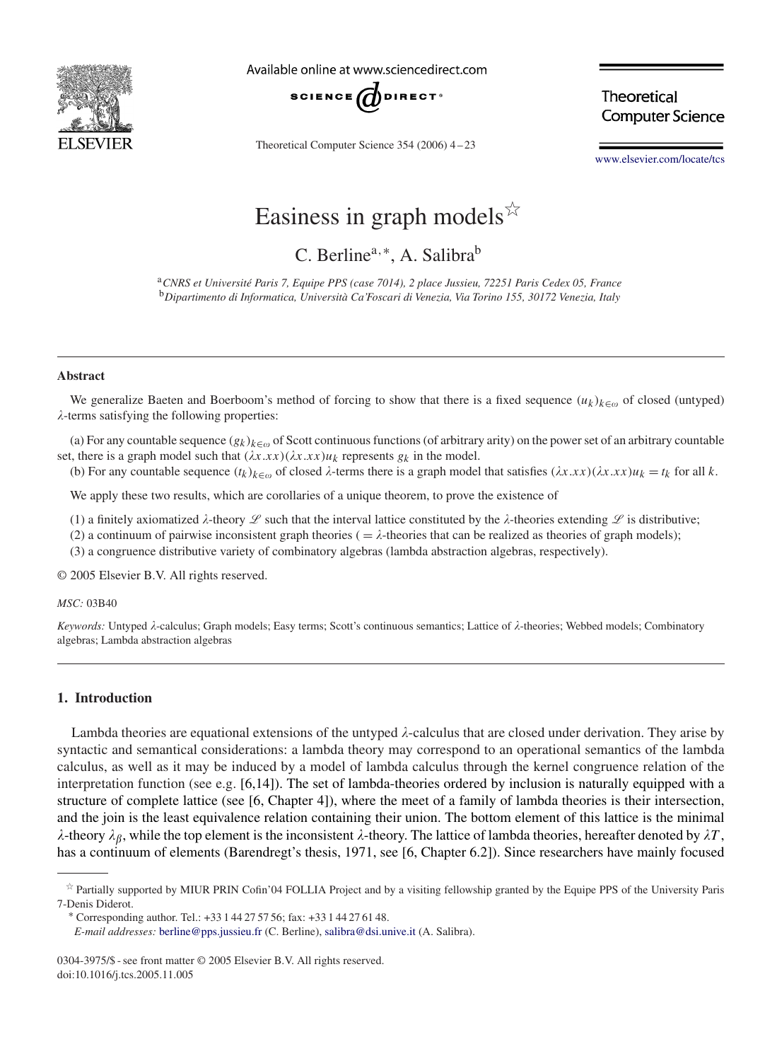# Easiness in graph models[☆]

C. Berline[a,*], A. Salibra[b]

[a] *CNRS et Université Paris 7, Equipe PPS (case 7014), 2 place Jussieu, 72251 Paris Cedex 05, France*
[b] *Dipartimento di Informatica, Università Ca'Foscari di Venezia, Via Torino 155, 30172 Venezia, Italy*

---

**Abstract**

We generalize Baeten and Boerboom's method of forcing to show that there is a fixed sequence $(u_k)_{k\in\omega}$ of closed (untyped) $\lambda$-terms satisfying the following properties:

(a) For any countable sequence $(g_k)_{k\in\omega}$ of Scott continuous functions (of arbitrary arity) on the power set of an arbitrary countable set, there is a graph model such that $(\lambda x.xx)(\lambda x.xx)u_k$ represents $g_k$ in the model.

(b) For any countable sequence $(t_k)_{k\in\omega}$ of closed $\lambda$-terms there is a graph model that satisfies $(\lambda x.xx)(\lambda x.xx)u_k = t_k$ for all $k$.

We apply these two results, which are corollaries of a unique theorem, to prove the existence of

(1) a finitely axiomatized $\lambda$-theory $\mathscr{L}$ such that the interval lattice constituted by the $\lambda$-theories extending $\mathscr{L}$ is distributive;
(2) a continuum of pairwise inconsistent graph theories ( = $\lambda$-theories that can be realized as theories of graph models);
(3) a congruence distributive variety of combinatory algebras (lambda abstraction algebras, respectively).

© 2005 Elsevier B.V. All rights reserved.

*MSC:* 03B40

*Keywords:* Untyped $\lambda$-calculus; Graph models; Easy terms; Scott's continuous semantics; Lattice of $\lambda$-theories; Webbed models; Combinatory algebras; Lambda abstraction algebras

---

## 1. Introduction

Lambda theories are equational extensions of the untyped $\lambda$-calculus that are closed under derivation. They arise by syntactic and semantical considerations: a lambda theory may correspond to an operational semantics of the lambda calculus, as well as it may be induced by a model of lambda calculus through the kernel congruence relation of the interpretation function (see e.g. [6,14]). The set of lambda-theories ordered by inclusion is naturally equipped with a structure of complete lattice (see [6, Chapter 4]), where the meet of a family of lambda theories is their intersection, and the join is the least equivalence relation containing their union. The bottom element of this lattice is the minimal $\lambda$-theory $\lambda_\beta$, while the top element is the inconsistent $\lambda$-theory. The lattice of lambda theories, hereafter denoted by $\lambda T$, has a continuum of elements (Barendregt's thesis, 1971, see [6, Chapter 6.2]). Since researchers have mainly focused

---

[☆] Partially supported by MIUR PRIN Cofin'04 FOLLIA Project and by a visiting fellowship granted by the Equipe PPS of the University Paris 7-Denis Diderot.

[*] Corresponding author. Tel.: +33 1 44 27 57 56; fax: +33 1 44 27 61 48.

*E-mail addresses:* berline@pps.jussieu.fr (C. Berline), salibra@dsi.unive.it (A. Salibra).

0304-3975/$ - see front matter © 2005 Elsevier B.V. All rights reserved.
doi:10.1016/j.tcs.2005.11.005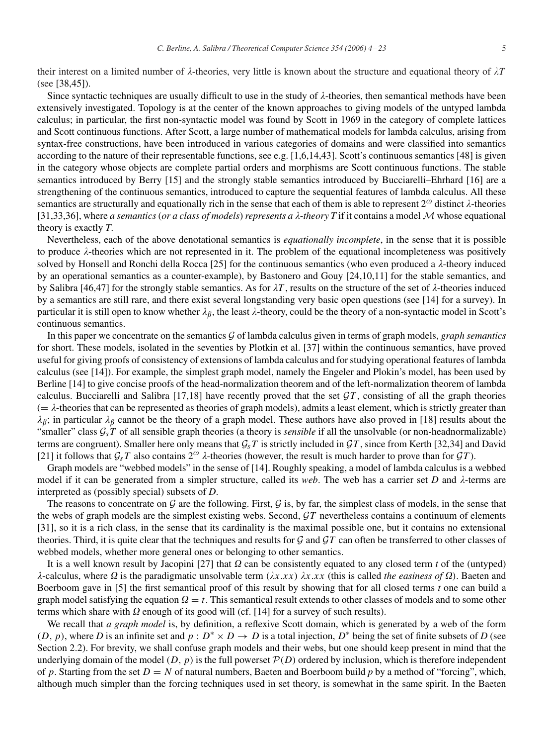their interest on a limited number of $\lambda$-theories, very little is known about the structure and equational theory of $\lambda T$ (see [38,45]).

Since syntactic techniques are usually difficult to use in the study of $\lambda$-theories, then semantical methods have been extensively investigated. Topology is at the center of the known approaches to giving models of the untyped lambda calculus; in particular, the first non-syntactic model was found by Scott in 1969 in the category of complete lattices and Scott continuous functions. After Scott, a large number of mathematical models for lambda calculus, arising from syntax-free constructions, have been introduced in various categories of domains and were classified into semantics according to the nature of their representable functions, see e.g. [1,6,14,43]. Scott's continuous semantics [48] is given in the category whose objects are complete partial orders and morphisms are Scott continuous functions. The stable semantics introduced by Berry [15] and the strongly stable semantics introduced by Bucciarelli–Ehrhard [16] are a strengthening of the continuous semantics, introduced to capture the sequential features of lambda calculus. All these semantics are structurally and equationally rich in the sense that each of them is able to represent $2^{\omega}$ distinct $\lambda$-theories [31,33,36], where *a semantics (or a class of models) represents a $\lambda$-theory $T$* if it contains a model $\mathcal{M}$ whose equational theory is exactly $T$.

Nevertheless, each of the above denotational semantics is *equationally incomplete*, in the sense that it is possible to produce $\lambda$-theories which are not represented in it. The problem of the equational incompleteness was positively solved by Honsell and Ronchi della Rocca [25] for the continuous semantics (who even produced a $\lambda$-theory induced by an operational semantics as a counter-example), by Bastonero and Gouy [24,10,11] for the stable semantics, and by Salibra [46,47] for the strongly stable semantics. As for $\lambda T$, results on the structure of the set of $\lambda$-theories induced by a semantics are still rare, and there exist several longstanding very basic open questions (see [14] for a survey). In particular it is still open to know whether $\lambda_{\beta}$, the least $\lambda$-theory, could be the theory of a non-syntactic model in Scott's continuous semantics.

In this paper we concentrate on the semantics $\mathcal{G}$ of lambda calculus given in terms of graph models, *graph semantics* for short. These models, isolated in the seventies by Plotkin et al. [37] within the continuous semantics, have proved useful for giving proofs of consistency of extensions of lambda calculus and for studying operational features of lambda calculus (see [14]). For example, the simplest graph model, namely the Engeler and Plokin's model, has been used by Berline [14] to give concise proofs of the head-normalization theorem and of the left-normalization theorem of lambda calculus. Bucciarelli and Salibra [17,18] have recently proved that the set $\mathcal{G}T$, consisting of all the graph theories ($= \lambda$-theories that can be represented as theories of graph models), admits a least element, which is strictly greater than $\lambda_{\beta}$; in particular $\lambda_{\beta}$ cannot be the theory of a graph model. These authors have also proved in [18] results about the "smaller" class $\mathcal{G}_s T$ of all sensible graph theories (a theory is *sensible* if all the unsolvable (or non-headnormalizable) terms are congruent). Smaller here only means that $\mathcal{G}_s T$ is strictly included in $\mathcal{G}T$, since from Kerth [32,34] and David [21] it follows that $\mathcal{G}_s T$ also contains $2^{\omega}$ $\lambda$-theories (however, the result is much harder to prove than for $\mathcal{G}T$).

Graph models are "webbed models" in the sense of [14]. Roughly speaking, a model of lambda calculus is a webbed model if it can be generated from a simpler structure, called its *web*. The web has a carrier set $D$ and $\lambda$-terms are interpreted as (possibly special) subsets of $D$.

The reasons to concentrate on $\mathcal{G}$ are the following. First, $\mathcal{G}$ is, by far, the simplest class of models, in the sense that the webs of graph models are the simplest existing webs. Second, $\mathcal{G}T$ nevertheless contains a continuum of elements [31], so it is a rich class, in the sense that its cardinality is the maximal possible one, but it contains no extensional theories. Third, it is quite clear that the techniques and results for $\mathcal{G}$ and $\mathcal{G}T$ can often be transferred to other classes of webbed models, whether more general ones or belonging to other semantics.

It is a well known result by Jacopini [27] that $\Omega$ can be consistently equated to any closed term $t$ of the (untyped) $\lambda$-calculus, where $\Omega$ is the paradigmatic unsolvable term $(\lambda x.xx)\ \lambda x.xx$ (this is called *the easiness of $\Omega$*). Baeten and Boerboom gave in [5] the first semantical proof of this result by showing that for all closed terms $t$ one can build a graph model satisfying the equation $\Omega = t$. This semantical result extends to other classes of models and to some other terms which share with $\Omega$ enough of its good will (cf. [14] for a survey of such results).

We recall that *a graph model* is, by definition, a reflexive Scott domain, which is generated by a web of the form $(D, p)$, where $D$ is an infinite set and $p : D^* \times D \to D$ is a total injection, $D^*$ being the set of finite subsets of $D$ (see Section 2.2). For brevity, we shall confuse graph models and their webs, but one should keep present in mind that the underlying domain of the model $(D, p)$ is the full powerset $\mathcal{P}(D)$ ordered by inclusion, which is therefore independent of $p$. Starting from the set $D = N$ of natural numbers, Baeten and Boerboom build $p$ by a method of "forcing", which, although much simpler than the forcing techniques used in set theory, is somewhat in the same spirit. In the Baeten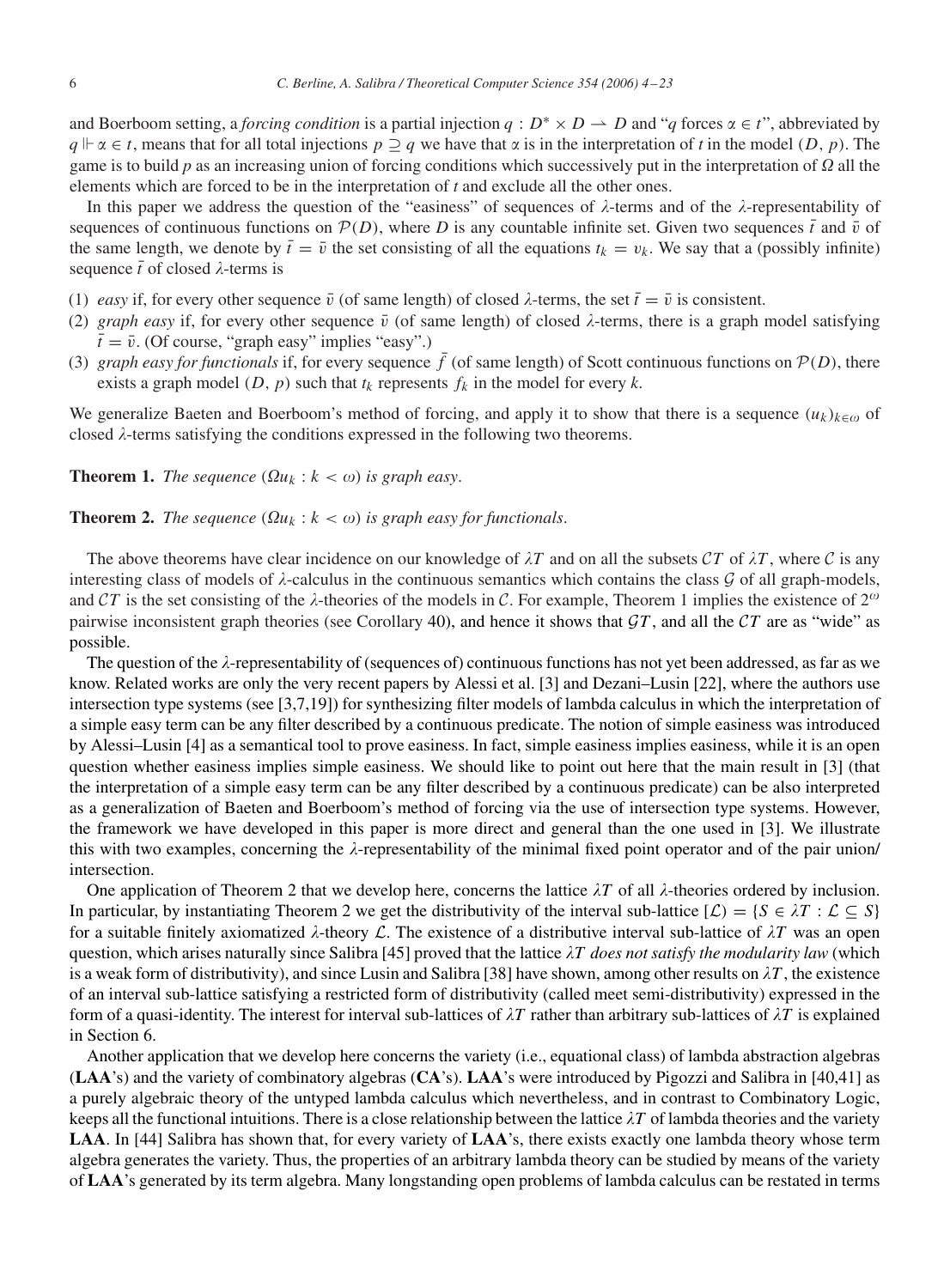and Boerboom setting, a *forcing condition* is a partial injection $q : D^* \times D \rightharpoonup D$ and "$q$ forces $\alpha \in t$", abbreviated by $q \Vdash \alpha \in t$, means that for all total injections $p \supseteq q$ we have that $\alpha$ is in the interpretation of $t$ in the model $(D, p)$. The game is to build $p$ as an increasing union of forcing conditions which successively put in the interpretation of $\Omega$ all the elements which are forced to be in the interpretation of $t$ and exclude all the other ones.

In this paper we address the question of the "easiness" of sequences of $\lambda$-terms and of the $\lambda$-representability of sequences of continuous functions on $\mathcal{P}(D)$, where $D$ is any countable infinite set. Given two sequences $\bar{t}$ and $\bar{v}$ of the same length, we denote by $\bar{t} = \bar{v}$ the set consisting of all the equations $t_k = v_k$. We say that a (possibly infinite) sequence $\bar{t}$ of closed $\lambda$-terms is

(1) *easy* if, for every other sequence $\bar{v}$ (of same length) of closed $\lambda$-terms, the set $\bar{t} = \bar{v}$ is consistent.
(2) *graph easy* if, for every other sequence $\bar{v}$ (of same length) of closed $\lambda$-terms, there is a graph model satisfying $\bar{t} = \bar{v}$. (Of course, "graph easy" implies "easy".)
(3) *graph easy for functionals* if, for every sequence $\bar{f}$ (of same length) of Scott continuous functions on $\mathcal{P}(D)$, there exists a graph model $(D, p)$ such that $t_k$ represents $f_k$ in the model for every $k$.

We generalize Baeten and Boerboom's method of forcing, and apply it to show that there is a sequence $(u_k)_{k\in\omega}$ of closed $\lambda$-terms satisfying the conditions expressed in the following two theorems.

**Theorem 1.** *The sequence* $(\Omega u_k : k < \omega)$ *is graph easy*.

**Theorem 2.** *The sequence* $(\Omega u_k : k < \omega)$ *is graph easy for functionals*.

The above theorems have clear incidence on our knowledge of $\lambda T$ and on all the subsets $\mathcal{C}T$ of $\lambda T$, where $\mathcal{C}$ is any interesting class of models of $\lambda$-calculus in the continuous semantics which contains the class $\mathcal{G}$ of all graph-models, and $\mathcal{C}T$ is the set consisting of the $\lambda$-theories of the models in $\mathcal{C}$. For example, Theorem 1 implies the existence of $2^\omega$ pairwise inconsistent graph theories (see Corollary 40), and hence it shows that $\mathcal{G}T$, and all the $\mathcal{C}T$ are as "wide" as possible.

The question of the $\lambda$-representability of (sequences of) continuous functions has not yet been addressed, as far as we know. Related works are only the very recent papers by Alessi et al. [3] and Dezani–Lusin [22], where the authors use intersection type systems (see [3,7,19]) for synthesizing filter models of lambda calculus in which the interpretation of a simple easy term can be any filter described by a continuous predicate. The notion of simple easiness was introduced by Alessi–Lusin [4] as a semantical tool to prove easiness. In fact, simple easiness implies easiness, while it is an open question whether easiness implies simple easiness. We should like to point out here that the main result in [3] (that the interpretation of a simple easy term can be any filter described by a continuous predicate) can be also interpreted as a generalization of Baeten and Boerboom's method of forcing via the use of intersection type systems. However, the framework we have developed in this paper is more direct and general than the one used in [3]. We illustrate this with two examples, concerning the $\lambda$-representability of the minimal fixed point operator and of the pair union/intersection.

One application of Theorem 2 that we develop here, concerns the lattice $\lambda T$ of all $\lambda$-theories ordered by inclusion. In particular, by instantiating Theorem 2 we get the distributivity of the interval sub-lattice $[\mathcal{L}) = \{S \in \lambda T : \mathcal{L} \subseteq S\}$ for a suitable finitely axiomatized $\lambda$-theory $\mathcal{L}$. The existence of a distributive interval sub-lattice of $\lambda T$ was an open question, which arises naturally since Salibra [45] proved that the lattice $\lambda T$ *does not satisfy the modularity law* (which is a weak form of distributivity), and since Lusin and Salibra [38] have shown, among other results on $\lambda T$, the existence of an interval sub-lattice satisfying a restricted form of distributivity (called meet semi-distributivity) expressed in the form of a quasi-identity. The interest for interval sub-lattices of $\lambda T$ rather than arbitrary sub-lattices of $\lambda T$ is explained in Section 6.

Another application that we develop here concerns the variety (i.e., equational class) of lambda abstraction algebras (**LAA**'s) and the variety of combinatory algebras (**CA**'s). **LAA**'s were introduced by Pigozzi and Salibra in [40,41] as a purely algebraic theory of the untyped lambda calculus which nevertheless, and in contrast to Combinatory Logic, keeps all the functional intuitions. There is a close relationship between the lattice $\lambda T$ of lambda theories and the variety **LAA**. In [44] Salibra has shown that, for every variety of **LAA**'s, there exists exactly one lambda theory whose term algebra generates the variety. Thus, the properties of an arbitrary lambda theory can be studied by means of the variety of **LAA**'s generated by its term algebra. Many longstanding open problems of lambda calculus can be restated in terms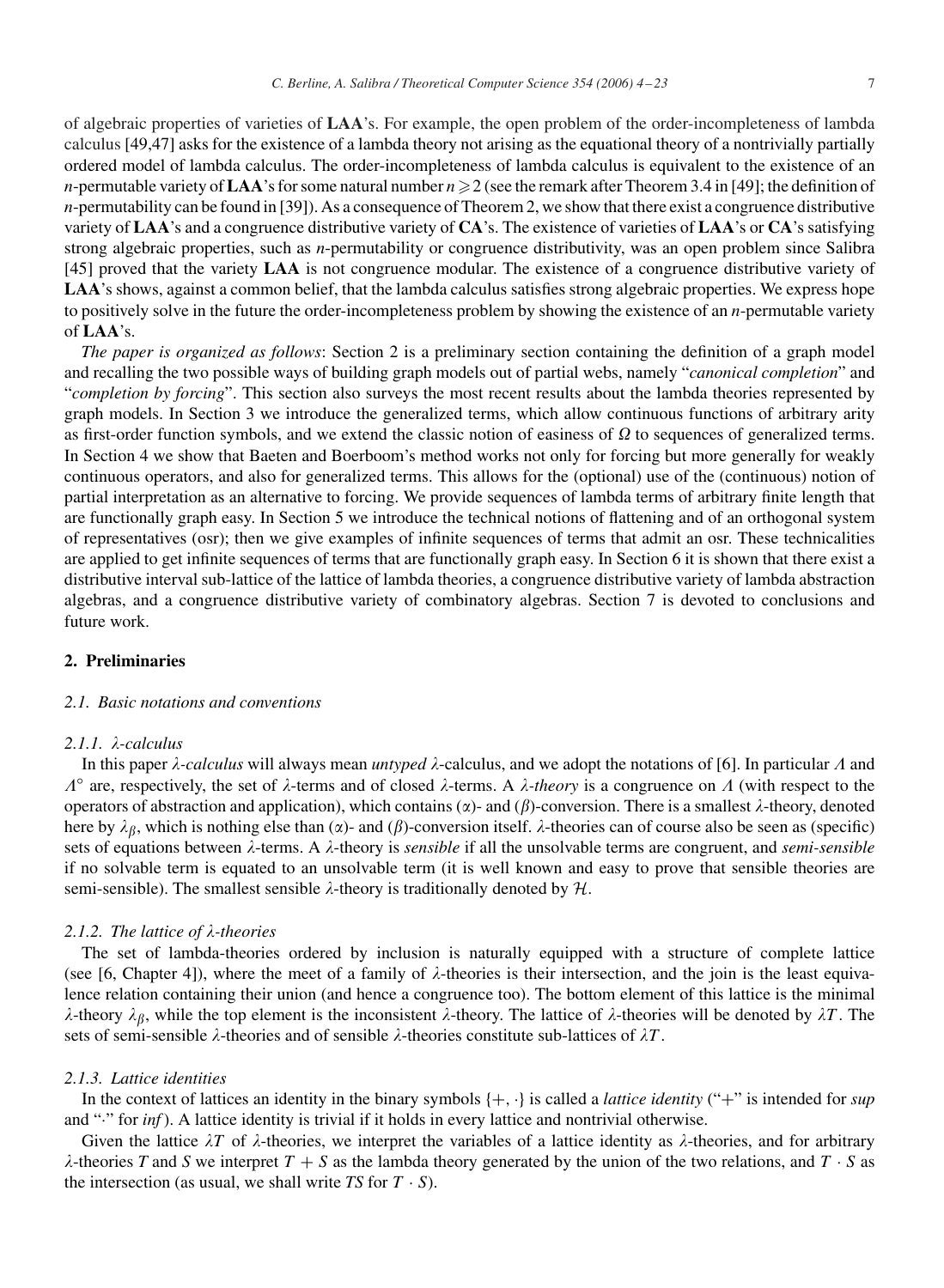of algebraic properties of varieties of **LAA**'s. For example, the open problem of the order-incompleteness of lambda calculus [49,47] asks for the existence of a lambda theory not arising as the equational theory of a nontrivially partially ordered model of lambda calculus. The order-incompleteness of lambda calculus is equivalent to the existence of an $n$-permutable variety of **LAA**'s for some natural number $n \geqslant 2$ (see the remark after Theorem 3.4 in [49]; the definition of $n$-permutability can be found in [39]). As a consequence of Theorem 2, we show that there exist a congruence distributive variety of **LAA**'s and a congruence distributive variety of **CA**'s. The existence of varieties of **LAA**'s or **CA**'s satisfying strong algebraic properties, such as $n$-permutability or congruence distributivity, was an open problem since Salibra [45] proved that the variety **LAA** is not congruence modular. The existence of a congruence distributive variety of **LAA**'s shows, against a common belief, that the lambda calculus satisfies strong algebraic properties. We express hope to positively solve in the future the order-incompleteness problem by showing the existence of an $n$-permutable variety of **LAA**'s.

*The paper is organized as follows*: Section 2 is a preliminary section containing the definition of a graph model and recalling the two possible ways of building graph models out of partial webs, namely "*canonical completion*" and "*completion by forcing*". This section also surveys the most recent results about the lambda theories represented by graph models. In Section 3 we introduce the generalized terms, which allow continuous functions of arbitrary arity as first-order function symbols, and we extend the classic notion of easiness of $\Omega$ to sequences of generalized terms. In Section 4 we show that Baeten and Boerboom's method works not only for forcing but more generally for weakly continuous operators, and also for generalized terms. This allows for the (optional) use of the (continuous) notion of partial interpretation as an alternative to forcing. We provide sequences of lambda terms of arbitrary finite length that are functionally graph easy. In Section 5 we introduce the technical notions of flattening and of an orthogonal system of representatives (osr); then we give examples of infinite sequences of terms that admit an osr. These technicalities are applied to get infinite sequences of terms that are functionally graph easy. In Section 6 it is shown that there exist a distributive interval sub-lattice of the lattice of lambda theories, a congruence distributive variety of lambda abstraction algebras, and a congruence distributive variety of combinatory algebras. Section 7 is devoted to conclusions and future work.

## 2. Preliminaries

### 2.1. Basic notations and conventions

#### 2.1.1. λ-calculus

In this paper *λ-calculus* will always mean *untyped* λ-calculus, and we adopt the notations of [6]. In particular $\Lambda$ and $\Lambda^{\circ}$ are, respectively, the set of λ-terms and of closed λ-terms. A *λ-theory* is a congruence on $\Lambda$ (with respect to the operators of abstraction and application), which contains (α)- and (β)-conversion. There is a smallest λ-theory, denoted here by $\lambda_\beta$, which is nothing else than (α)- and (β)-conversion itself. λ-theories can of course also be seen as (specific) sets of equations between λ-terms. A λ-theory is *sensible* if all the unsolvable terms are congruent, and *semi-sensible* if no solvable term is equated to an unsolvable term (it is well known and easy to prove that sensible theories are semi-sensible). The smallest sensible λ-theory is traditionally denoted by $\mathcal{H}$.

#### 2.1.2. The lattice of λ-theories

The set of lambda-theories ordered by inclusion is naturally equipped with a structure of complete lattice (see [6, Chapter 4]), where the meet of a family of λ-theories is their intersection, and the join is the least equivalence relation containing their union (and hence a congruence too). The bottom element of this lattice is the minimal λ-theory $\lambda_\beta$, while the top element is the inconsistent λ-theory. The lattice of λ-theories will be denoted by $\lambda T$. The sets of semi-sensible λ-theories and of sensible λ-theories constitute sub-lattices of $\lambda T$.

#### 2.1.3. Lattice identities

In the context of lattices an identity in the binary symbols $\{+, \cdot\}$ is called a *lattice identity* ("+" is intended for *sup* and "·" for *inf*). A lattice identity is trivial if it holds in every lattice and nontrivial otherwise.

Given the lattice $\lambda T$ of λ-theories, we interpret the variables of a lattice identity as λ-theories, and for arbitrary λ-theories $T$ and $S$ we interpret $T + S$ as the lambda theory generated by the union of the two relations, and $T \cdot S$ as the intersection (as usual, we shall write $TS$ for $T \cdot S$).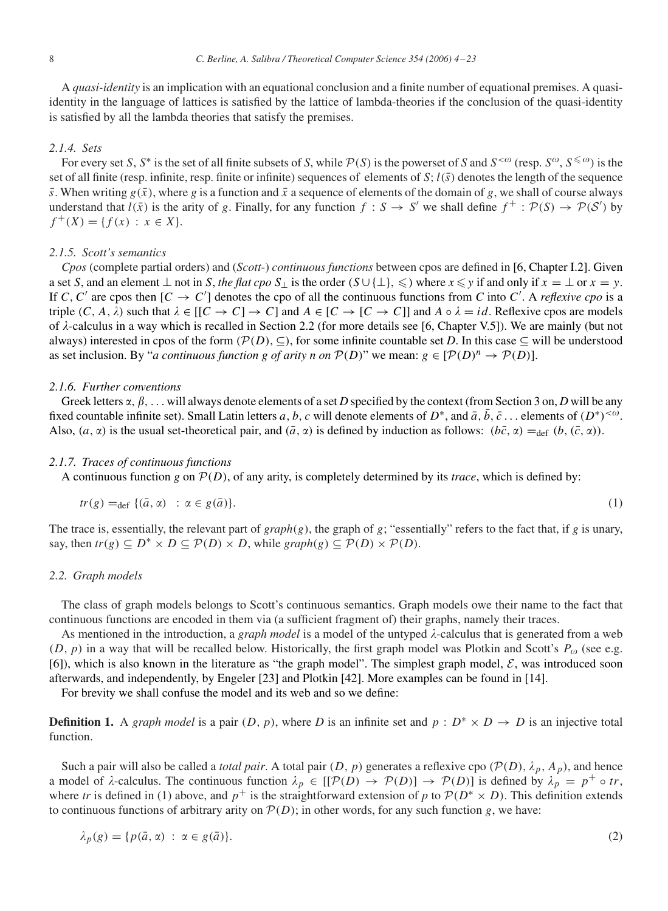A *quasi-identity* is an implication with an equational conclusion and a finite number of equational premises. A quasi-identity in the language of lattices is satisfied by the lattice of lambda-theories if the conclusion of the quasi-identity is satisfied by all the lambda theories that satisfy the premises.

#### 2.1.4. Sets

For every set $S$, $S^*$ is the set of all finite subsets of $S$, while $\mathcal{P}(S)$ is the powerset of $S$ and $S^{<\omega}$ (resp. $S^{\omega}$, $S^{\leqslant\omega}$) is the set of all finite (resp. infinite, resp. finite or infinite) sequences of elements of $S$; $l(\bar{s})$ denotes the length of the sequence $\bar{s}$. When writing $g(\bar{x})$, where $g$ is a function and $\bar{x}$ a sequence of elements of the domain of $g$, we shall of course always understand that $l(\bar{x})$ is the arity of $g$. Finally, for any function $f : S \to S'$ we shall define $f^+ : \mathcal{P}(S) \to \mathcal{P}(S')$ by $f^+(X) = \{f(x) : x \in X\}$.

#### 2.1.5. Scott's semantics

*Cpos* (complete partial orders) and (*Scott-*) *continuous functions* between cpos are defined in [6, Chapter I.2]. Given a set $S$, and an element $\bot$ not in $S$, *the flat cpo* $S_\bot$ is the order $(S \cup \{\bot\}, \leqslant)$ where $x \leqslant y$ if and only if $x = \bot$ or $x = y$. If $C, C'$ are cpos then $[C \to C']$ denotes the cpo of all the continuous functions from $C$ into $C'$. A *reflexive cpo* is a triple $(C, A, \lambda)$ such that $\lambda \in [[C \to C] \to C]$ and $A \in [C \to [C \to C]]$ and $A \circ \lambda = id$. Reflexive cpos are models of $\lambda$-calculus in a way which is recalled in Section 2.2 (for more details see [6, Chapter V.5]). We are mainly (but not always) interested in cpos of the form $(\mathcal{P}(D), \subseteq)$, for some infinite countable set $D$. In this case $\subseteq$ will be understood as set inclusion. By "*a continuous function g of arity n on* $\mathcal{P}(D)$" we mean: $g \in [\mathcal{P}(D)^n \to \mathcal{P}(D)]$.

#### 2.1.6. Further conventions

Greek letters $\alpha, \beta, \ldots$ will always denote elements of a set $D$ specified by the context (from Section 3 on, $D$ will be any fixed countable infinite set). Small Latin letters $a, b, c$ will denote elements of $D^*$, and $\bar{a}, \bar{b}, \bar{c} \ldots$ elements of $(D^*)^{<\omega}$. Also, $(a, \alpha)$ is the usual set-theoretical pair, and $(\bar{a}, \alpha)$ is defined by induction as follows: $(b\bar{c}, \alpha) =_{\text{def}} (b, (\bar{c}, \alpha))$.

#### 2.1.7. Traces of continuous functions

A continuous function $g$ on $\mathcal{P}(D)$, of any arity, is completely determined by its *trace*, which is defined by:

$$tr(g) =_{\text{def}} \{(\bar{a}, \alpha) \ : \alpha \in g(\bar{a})\}. \tag{1}$$

The trace is, essentially, the relevant part of *graph*$(g)$, the graph of $g$; "essentially" refers to the fact that, if $g$ is unary, say, then $tr(g) \subseteq D^* \times D \subseteq \mathcal{P}(D) \times D$, while $graph(g) \subseteq \mathcal{P}(D) \times \mathcal{P}(D)$.

### 2.2. Graph models

The class of graph models belongs to Scott's continuous semantics. Graph models owe their name to the fact that continuous functions are encoded in them via (a sufficient fragment of) their graphs, namely their traces.

As mentioned in the introduction, a *graph model* is a model of the untyped $\lambda$-calculus that is generated from a web $(D, p)$ in a way that will be recalled below. Historically, the first graph model was Plotkin and Scott's $P_\omega$ (see e.g. [6]), which is also known in the literature as "the graph model". The simplest graph model, $\mathcal{E}$, was introduced soon afterwards, and independently, by Engeler [23] and Plotkin [42]. More examples can be found in [14].

For brevity we shall confuse the model and its web and so we define:

**Definition 1.** A *graph model* is a pair $(D, p)$, where $D$ is an infinite set and $p : D^* \times D \to D$ is an injective total function.

Such a pair will also be called a *total pair*. A total pair $(D, p)$ generates a reflexive cpo $(\mathcal{P}(D), \lambda_p, A_p)$, and hence a model of $\lambda$-calculus. The continuous function $\lambda_p \in [[\mathcal{P}(D) \to \mathcal{P}(D)] \to \mathcal{P}(D)]$ is defined by $\lambda_p = p^+ \circ tr$, where $tr$ is defined in (1) above, and $p^+$ is the straightforward extension of $p$ to $\mathcal{P}(D^* \times D)$. This definition extends to continuous functions of arbitrary arity on $\mathcal{P}(D)$; in other words, for any such function $g$, we have:

$$\lambda_p(g) = \{p(\bar{a}, \alpha) \ : \ \alpha \in g(\bar{a})\}. \tag{2}$$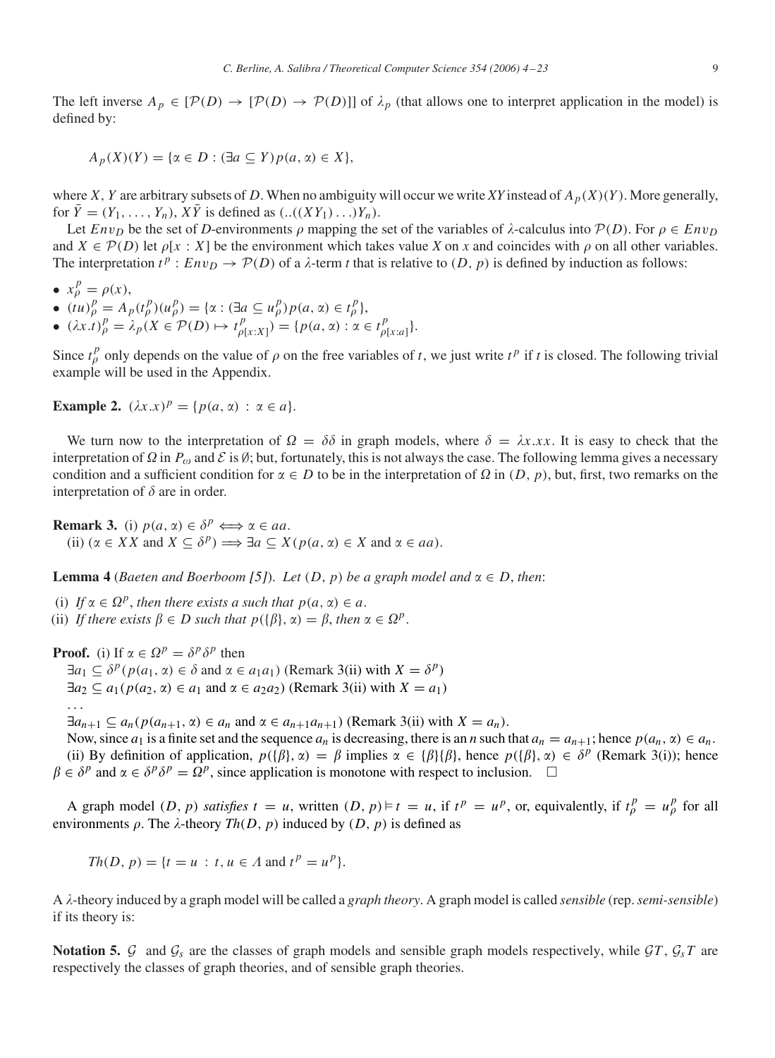The left inverse $A_p \in [\mathcal{P}(D) \to [\mathcal{P}(D) \to \mathcal{P}(D)]]$ of $\lambda_p$ (that allows one to interpret application in the model) is defined by:

$$A_p(X)(Y) = \{\alpha \in D : (\exists a \subseteq Y) p(a, \alpha) \in X\},$$

where $X$, $Y$ are arbitrary subsets of $D$. When no ambiguity will occur we write $XY$ instead of $A_p(X)(Y)$. More generally, for $\bar{Y} = (Y_1, \ldots, Y_n)$, $X\bar{Y}$ is defined as $(..((XY_1)\ldots)Y_n)$.

Let $Env_D$ be the set of $D$-environments $\rho$ mapping the set of the variables of $\lambda$-calculus into $\mathcal{P}(D)$. For $\rho \in Env_D$ and $X \in \mathcal{P}(D)$ let $\rho[x : X]$ be the environment which takes value $X$ on $x$ and coincides with $\rho$ on all other variables. The interpretation $t^p : Env_D \to \mathcal{P}(D)$ of a $\lambda$-term $t$ that is relative to $(D, p)$ is defined by induction as follows:

- $x^p_\rho = \rho(x)$,
- $(tu)^p_\rho = A_p(t^p_\rho)(u^p_\rho) = \{\alpha : (\exists a \subseteq u^p_\rho) p(a, \alpha) \in t^p_\rho\}$,
- $(\lambda x.t)^p_\rho = \lambda_p(X \in \mathcal{P}(D) \mapsto t^p_{\rho[x:X]}) = \{p(a, \alpha) : \alpha \in t^p_{\rho[x:a]}\}$.

Since $t^p_\rho$ only depends on the value of $\rho$ on the free variables of $t$, we just write $t^p$ if $t$ is closed. The following trivial example will be used in the Appendix.

**Example 2.** $(\lambda x.x)^p = \{p(a, \alpha) : \alpha \in a\}$.

We turn now to the interpretation of $\Omega = \delta\delta$ in graph models, where $\delta = \lambda x.xx$. It is easy to check that the interpretation of $\Omega$ in $P_\omega$ and $\mathcal{E}$ is $\emptyset$; but, fortunately, this is not always the case. The following lemma gives a necessary condition and a sufficient condition for $\alpha \in D$ to be in the interpretation of $\Omega$ in $(D, p)$, but, first, two remarks on the interpretation of $\delta$ are in order.

**Remark 3.** (i) $p(a, \alpha) \in \delta^p \iff \alpha \in aa$.
(ii) ($\alpha \in XX$ and $X \subseteq \delta^p$) $\implies \exists a \subseteq X (p(a, \alpha) \in X$ and $\alpha \in aa)$.

**Lemma 4** (*Baeten and Boerboom [5]*). *Let $(D, p)$ be a graph model and $\alpha \in D$, then*:

(i) *If $\alpha \in \Omega^p$, then there exists a such that $p(a, \alpha) \in a$.*
(ii) *If there exists $\beta \in D$ such that $p(\{\beta\}, \alpha) = \beta$, then $\alpha \in \Omega^p$.*

**Proof.** (i) If $\alpha \in \Omega^p = \delta^p\delta^p$ then
$\exists a_1 \subseteq \delta^p (p(a_1, \alpha) \in \delta$ and $\alpha \in a_1a_1)$ (Remark 3(ii) with $X = \delta^p$)
$\exists a_2 \subseteq a_1 (p(a_2, \alpha) \in a_1$ and $\alpha \in a_2a_2)$ (Remark 3(ii) with $X = a_1$)
...
$\exists a_{n+1} \subseteq a_n (p(a_{n+1}, \alpha) \in a_n$ and $\alpha \in a_{n+1}a_{n+1})$ (Remark 3(ii) with $X = a_n$).
Now, since $a_1$ is a finite set and the sequence $a_n$ is decreasing, there is an $n$ such that $a_n = a_{n+1}$; hence $p(a_n, \alpha) \in a_n$.
(ii) By definition of application, $p(\{\beta\}, \alpha) = \beta$ implies $\alpha \in \{\beta\}\{\beta\}$, hence $p(\{\beta\}, \alpha) \in \delta^p$ (Remark 3(i)); hence $\beta \in \delta^p$ and $\alpha \in \delta^p\delta^p = \Omega^p$, since application is monotone with respect to inclusion. $\square$

A graph model $(D, p)$ *satisfies* $t = u$, written $(D, p) \vDash t = u$, if $t^p = u^p$, or, equivalently, if $t^p_\rho = u^p_\rho$ for all environments $\rho$. The $\lambda$-theory $Th(D, p)$ induced by $(D, p)$ is defined as

$$Th(D, p) = \{t = u : t, u \in \Lambda \text{ and } t^p = u^p\}.$$

A $\lambda$-theory induced by a graph model will be called a *graph theory*. A graph model is called *sensible* (rep. *semi-sensible*) if its theory is:

**Notation 5.** $\mathcal{G}$ and $\mathcal{G}_s$ are the classes of graph models and sensible graph models respectively, while $\mathcal{G}T$, $\mathcal{G}_sT$ are respectively the classes of graph theories, and of sensible graph theories.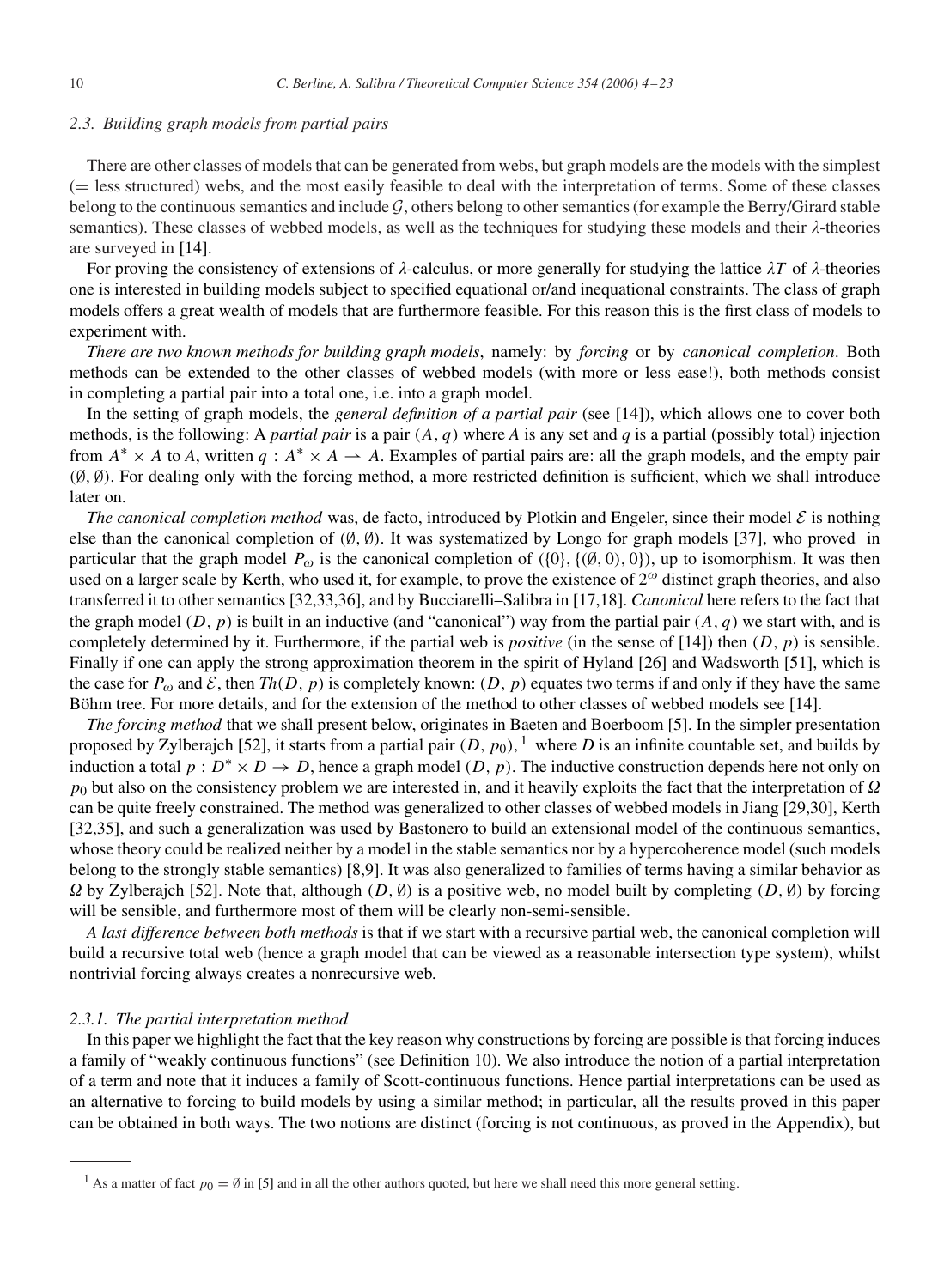### 2.3. Building graph models from partial pairs

There are other classes of models that can be generated from webs, but graph models are the models with the simplest (= less structured) webs, and the most easily feasible to deal with the interpretation of terms. Some of these classes belong to the continuous semantics and include $\mathcal{G}$, others belong to other semantics (for example the Berry/Girard stable semantics). These classes of webbed models, as well as the techniques for studying these models and their $\lambda$-theories are surveyed in [14].

For proving the consistency of extensions of $\lambda$-calculus, or more generally for studying the lattice $\lambda T$ of $\lambda$-theories one is interested in building models subject to specified equational or/and inequational constraints. The class of graph models offers a great wealth of models that are furthermore feasible. For this reason this is the first class of models to experiment with.

*There are two known methods for building graph models*, namely: by *forcing* or by *canonical completion*. Both methods can be extended to the other classes of webbed models (with more or less ease!), both methods consist in completing a partial pair into a total one, i.e. into a graph model.

In the setting of graph models, the *general definition of a partial pair* (see [14]), which allows one to cover both methods, is the following: A *partial pair* is a pair $(A, q)$ where $A$ is any set and $q$ is a partial (possibly total) injection from $A^* \times A$ to $A$, written $q : A^* \times A \rightharpoonup A$. Examples of partial pairs are: all the graph models, and the empty pair $(\emptyset, \emptyset)$. For dealing only with the forcing method, a more restricted definition is sufficient, which we shall introduce later on.

*The canonical completion method* was, de facto, introduced by Plotkin and Engeler, since their model $\mathcal{E}$ is nothing else than the canonical completion of $(\emptyset, \emptyset)$. It was systematized by Longo for graph models [37], who proved in particular that the graph model $P_\omega$ is the canonical completion of $(\{0\}, \{(\emptyset, 0), 0\})$, up to isomorphism. It was then used on a larger scale by Kerth, who used it, for example, to prove the existence of $2^\omega$ distinct graph theories, and also transferred it to other semantics [32,33,36], and by Bucciarelli–Salibra in [17,18]. *Canonical* here refers to the fact that the graph model $(D, p)$ is built in an inductive (and "canonical") way from the partial pair $(A, q)$ we start with, and is completely determined by it. Furthermore, if the partial web is *positive* (in the sense of [14]) then $(D, p)$ is sensible. Finally if one can apply the strong approximation theorem in the spirit of Hyland [26] and Wadsworth [51], which is the case for $P_\omega$ and $\mathcal{E}$, then $Th(D, p)$ is completely known: $(D, p)$ equates two terms if and only if they have the same Böhm tree. For more details, and for the extension of the method to other classes of webbed models see [14].

*The forcing method* that we shall present below, originates in Baeten and Boerboom [5]. In the simpler presentation proposed by Zylberajch [52], it starts from a partial pair $(D, p_0)$, [1] where $D$ is an infinite countable set, and builds by induction a total $p : D^* \times D \to D$, hence a graph model $(D, p)$. The inductive construction depends here not only on $p_0$ but also on the consistency problem we are interested in, and it heavily exploits the fact that the interpretation of $\Omega$ can be quite freely constrained. The method was generalized to other classes of webbed models in Jiang [29,30], Kerth [32,35], and such a generalization was used by Bastonero to build an extensional model of the continuous semantics, whose theory could be realized neither by a model in the stable semantics nor by a hypercoherence model (such models belong to the strongly stable semantics) [8,9]. It was also generalized to families of terms having a similar behavior as $\Omega$ by Zylberajch [52]. Note that, although $(D, \emptyset)$ is a positive web, no model built by completing $(D, \emptyset)$ by forcing will be sensible, and furthermore most of them will be clearly non-semi-sensible.

*A last difference between both methods* is that if we start with a recursive partial web, the canonical completion will build a recursive total web (hence a graph model that can be viewed as a reasonable intersection type system), whilst nontrivial forcing always creates a nonrecursive web.

#### 2.3.1. The partial interpretation method

In this paper we highlight the fact that the key reason why constructions by forcing are possible is that forcing induces a family of "weakly continuous functions" (see Definition 10). We also introduce the notion of a partial interpretation of a term and note that it induces a family of Scott-continuous functions. Hence partial interpretations can be used as an alternative to forcing to build models by using a similar method; in particular, all the results proved in this paper can be obtained in both ways. The two notions are distinct (forcing is not continuous, as proved in the Appendix), but

[1] As a matter of fact $p_0 = \emptyset$ in [5] and in all the other authors quoted, but here we shall need this more general setting.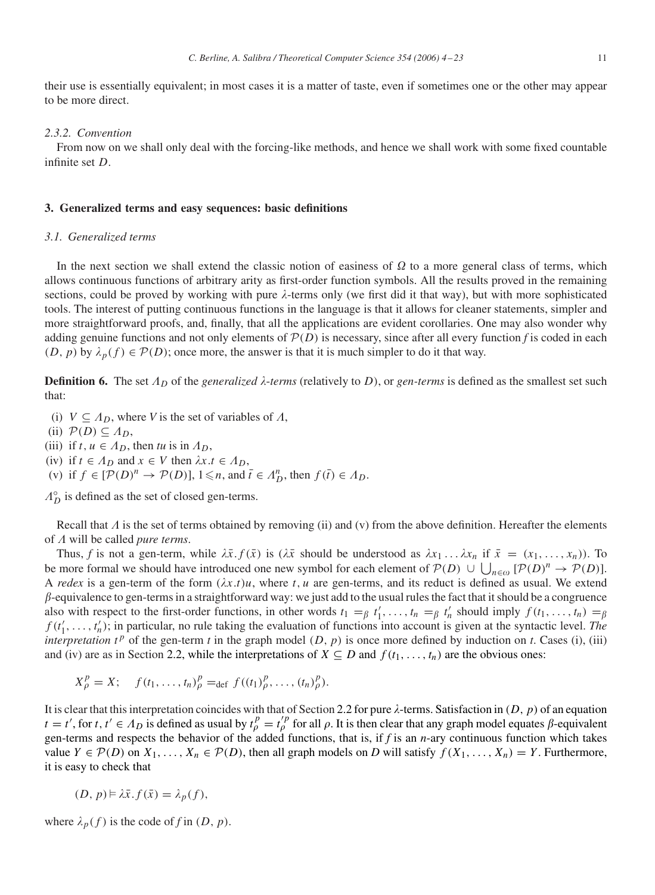their use is essentially equivalent; in most cases it is a matter of taste, even if sometimes one or the other may appear to be more direct.

#### 2.3.2. Convention

From now on we shall only deal with the forcing-like methods, and hence we shall work with some fixed countable infinite set $D$.

## 3. Generalized terms and easy sequences: basic definitions

### 3.1. Generalized terms

In the next section we shall extend the classic notion of easiness of $\Omega$ to a more general class of terms, which allows continuous functions of arbitrary arity as first-order function symbols. All the results proved in the remaining sections, could be proved by working with pure $\lambda$-terms only (we first did it that way), but with more sophisticated tools. The interest of putting continuous functions in the language is that it allows for cleaner statements, simpler and more straightforward proofs, and, finally, that all the applications are evident corollaries. One may also wonder why adding genuine functions and not only elements of $\mathcal{P}(D)$ is necessary, since after all every function $f$ is coded in each $(D, p)$ by $\lambda_p(f) \in \mathcal{P}(D)$; once more, the answer is that it is much simpler to do it that way.

**Definition 6.** The set $\Lambda_D$ of the *generalized $\lambda$-terms* (relatively to $D$), or *gen-terms* is defined as the smallest set such that:

(i) $V \subseteq \Lambda_D$, where $V$ is the set of variables of $\Lambda$,
(ii) $\mathcal{P}(D) \subseteq \Lambda_D$,
(iii) if $t, u \in \Lambda_D$, then $tu$ is in $\Lambda_D$,
(iv) if $t \in \Lambda_D$ and $x \in V$ then $\lambda x.t \in \Lambda_D$,
(v) if $f \in [\mathcal{P}(D)^n \to \mathcal{P}(D)]$, $1 \leqslant n$, and $\bar{t} \in \Lambda_D^n$, then $f(\bar{t}) \in \Lambda_D$.

$\Lambda_D^\circ$ is defined as the set of closed gen-terms.

Recall that $\Lambda$ is the set of terms obtained by removing (ii) and (v) from the above definition. Hereafter the elements of $\Lambda$ will be called *pure terms*.

Thus, $f$ is not a gen-term, while $\lambda\bar{x}.f(\bar{x})$ is ($\lambda\bar{x}$ should be understood as $\lambda x_1 \ldots \lambda x_n$ if $\bar{x} = (x_1, \ldots, x_n)$). To be more formal we should have introduced one new symbol for each element of $\mathcal{P}(D) \cup \bigcup_{n\in\omega} [\mathcal{P}(D)^n \to \mathcal{P}(D)]$. A *redex* is a gen-term of the form $(\lambda x.t)u$, where $t, u$ are gen-terms, and its reduct is defined as usual. We extend $\beta$-equivalence to gen-terms in a straightforward way: we just add to the usual rules the fact that it should be a congruence also with respect to the first-order functions, in other words $t_1 =_\beta t_1', \ldots, t_n =_\beta t_n'$ should imply $f(t_1, \ldots, t_n) =_\beta f(t_1', \ldots, t_n')$; in particular, no rule taking the evaluation of functions into account is given at the syntactic level. *The interpretation $t^p$* of the gen-term $t$ in the graph model $(D, p)$ is once more defined by induction on $t$. Cases (i), (iii) and (iv) are as in Section 2.2, while the interpretations of $X \subseteq D$ and $f(t_1, \ldots, t_n)$ are the obvious ones:

$$X_\rho^p = X; \quad f(t_1, \ldots, t_n)_\rho^p =_{\text{def}} f((t_1)_\rho^p, \ldots, (t_n)_\rho^p).$$

It is clear that this interpretation coincides with that of Section 2.2 for pure $\lambda$-terms. Satisfaction in $(D, p)$ of an equation $t = t'$, for $t, t' \in \Lambda_D$ is defined as usual by $t_\rho^p = t'^p_\rho$ for all $\rho$. It is then clear that any graph model equates $\beta$-equivalent gen-terms and respects the behavior of the added functions, that is, if $f$ is an $n$-ary continuous function which takes value $Y \in \mathcal{P}(D)$ on $X_1, \ldots, X_n \in \mathcal{P}(D)$, then all graph models on $D$ will satisfy $f(X_1, \ldots, X_n) = Y$. Furthermore, it is easy to check that

$$(D, p) \vDash \lambda\bar{x}.f(\bar{x}) = \lambda_p(f),$$

where $\lambda_p(f)$ is the code of $f$ in $(D, p)$.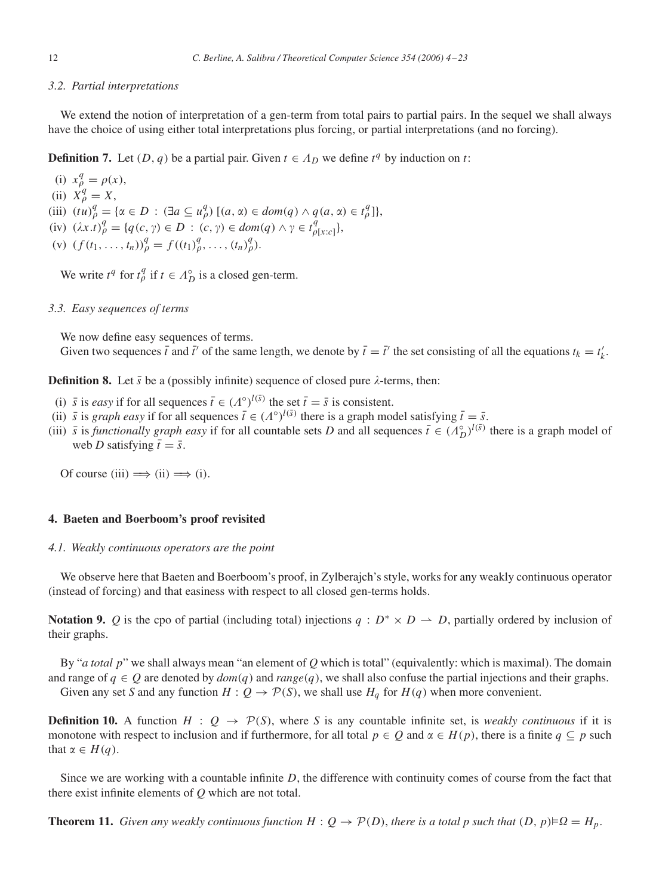### 3.2. Partial interpretations

We extend the notion of interpretation of a gen-term from total pairs to partial pairs. In the sequel we shall always have the choice of using either total interpretations plus forcing, or partial interpretations (and no forcing).

**Definition 7.** Let $(D, q)$ be a partial pair. Given $t \in \Lambda_D$ we define $t^q$ by induction on $t$:

(i) $x^q_\rho = \rho(x)$,

(ii) $X^q_\rho = X$,

(iii) $(tu)^q_\rho = \{\alpha \in D : (\exists a \subseteq u^q_\rho)\, [(a, \alpha) \in dom(q) \wedge q(a, \alpha) \in t^q_\rho]\}$,

(iv) $(\lambda x.t)^q_\rho = \{q(c, \gamma) \in D : (c, \gamma) \in dom(q) \wedge \gamma \in t^q_{\rho[x:c]}\}$,

(v) $(f(t_1, \ldots, t_n))^q_\rho = f((t_1)^q_\rho, \ldots, (t_n)^q_\rho)$.

We write $t^q$ for $t^q_\rho$ if $t \in \Lambda^\circ_D$ is a closed gen-term.

### 3.3. Easy sequences of terms

We now define easy sequences of terms.

Given two sequences $\bar{t}$ and $\bar{t}'$ of the same length, we denote by $\bar{t} = \bar{t}'$ the set consisting of all the equations $t_k = t'_k$.

**Definition 8.** Let $\bar{s}$ be a (possibly infinite) sequence of closed pure $\lambda$-terms, then:

(i) $\bar{s}$ is *easy* if for all sequences $\bar{t} \in (\Lambda^\circ)^{l(\bar{s})}$ the set $\bar{t} = \bar{s}$ is consistent.

(ii) $\bar{s}$ is *graph easy* if for all sequences $\bar{t} \in (\Lambda^\circ)^{l(\bar{s})}$ there is a graph model satisfying $\bar{t} = \bar{s}$.

(iii) $\bar{s}$ is *functionally graph easy* if for all countable sets $D$ and all sequences $\bar{t} \in (\Lambda^\circ_D)^{l(\bar{s})}$ there is a graph model of web $D$ satisfying $\bar{t} = \bar{s}$.

Of course (iii) $\Longrightarrow$ (ii) $\Longrightarrow$ (i).

## 4. Baeten and Boerboom's proof revisited

### 4.1. Weakly continuous operators are the point

We observe here that Baeten and Boerboom's proof, in Zylberajch's style, works for any weakly continuous operator (instead of forcing) and that easiness with respect to all closed gen-terms holds.

**Notation 9.** $Q$ is the cpo of partial (including total) injections $q : D^* \times D \rightharpoonup D$, partially ordered by inclusion of their graphs.

By "*a total p*" we shall always mean "an element of $Q$ which is total" (equivalently: which is maximal). The domain and range of $q \in Q$ are denoted by $dom(q)$ and $range(q)$, we shall also confuse the partial injections and their graphs.

Given any set $S$ and any function $H : Q \to \mathcal{P}(S)$, we shall use $H_q$ for $H(q)$ when more convenient.

**Definition 10.** A function $H : Q \to \mathcal{P}(S)$, where $S$ is any countable infinite set, is *weakly continuous* if it is monotone with respect to inclusion and if furthermore, for all total $p \in Q$ and $\alpha \in H(p)$, there is a finite $q \subseteq p$ such that $\alpha \in H(q)$.

Since we are working with a countable infinite $D$, the difference with continuity comes of course from the fact that there exist infinite elements of $Q$ which are not total.

**Theorem 11.** *Given any weakly continuous function $H : Q \to \mathcal{P}(D)$, there is a total $p$ such that $(D, p) \models \Omega = H_p$.*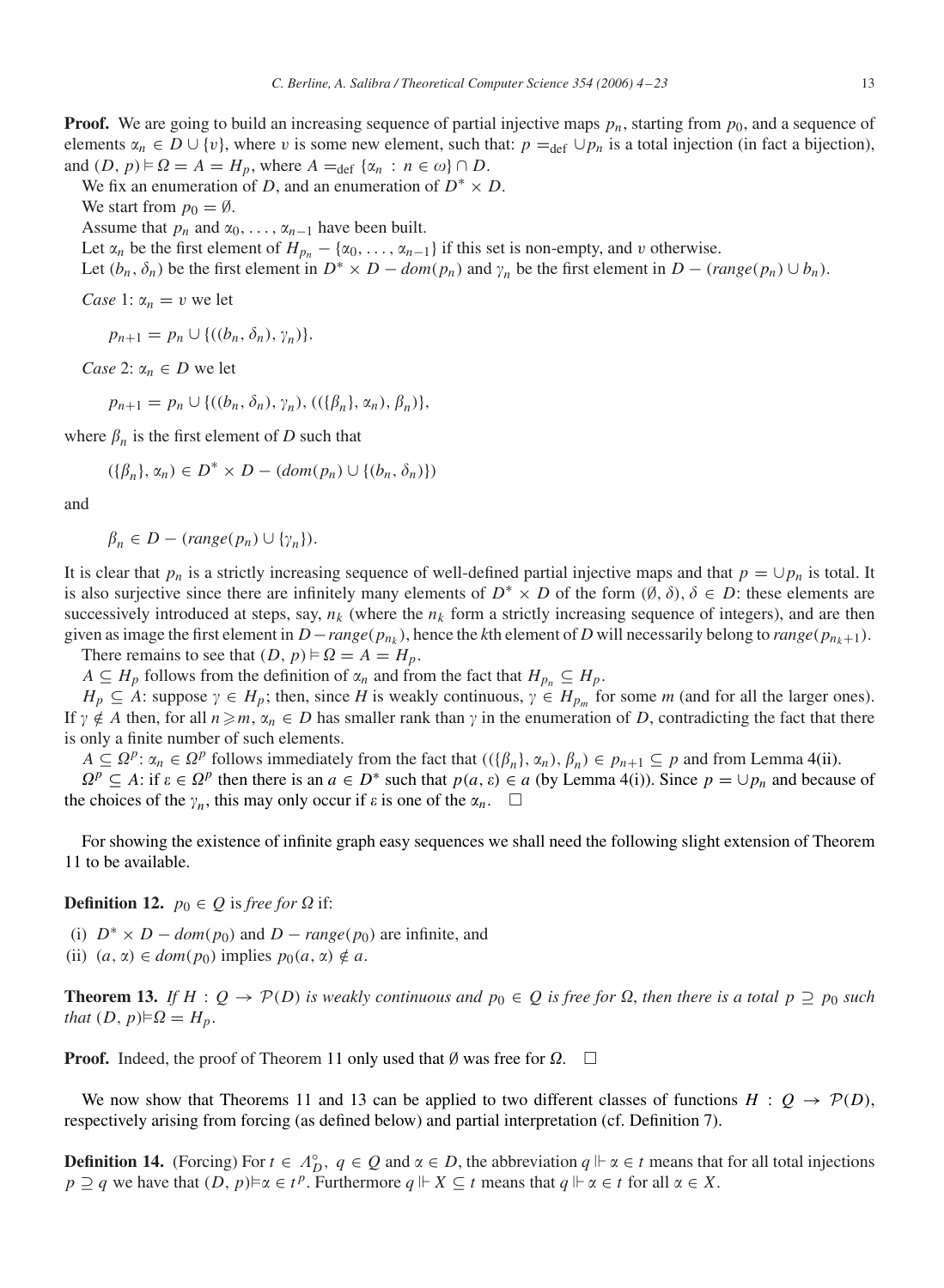**Proof.** We are going to build an increasing sequence of partial injective maps $p_n$, starting from $p_0$, and a sequence of elements $\alpha_n \in D \cup \{v\}$, where $v$ is some new element, such that: $p =_{\text{def}} \cup p_n$ is a total injection (in fact a bijection), and $(D, p) \models \Omega = A = H_p$, where $A =_{\text{def}} \{\alpha_n : n \in \omega\} \cap D$.

We fix an enumeration of $D$, and an enumeration of $D^* \times D$.

We start from $p_0 = \emptyset$.

Assume that $p_n$ and $\alpha_0, \ldots, \alpha_{n-1}$ have been built.

Let $\alpha_n$ be the first element of $H_{p_n} - \{\alpha_0, \ldots, \alpha_{n-1}\}$ if this set is non-empty, and $v$ otherwise.

Let $(b_n, \delta_n)$ be the first element in $D^* \times D - dom(p_n)$ and $\gamma_n$ be the first element in $D - (range(p_n) \cup b_n)$.

*Case* 1: $\alpha_n = v$ we let

$$p_{n+1} = p_n \cup \{((b_n, \delta_n), \gamma_n)\}.$$

*Case* 2: $\alpha_n \in D$ we let

$$p_{n+1} = p_n \cup \{((b_n, \delta_n), \gamma_n), ((\{\beta_n\}, \alpha_n), \beta_n)\},$$

where $\beta_n$ is the first element of $D$ such that

$$(\{\beta_n\}, \alpha_n) \in D^* \times D - (dom(p_n) \cup \{(b_n, \delta_n)\})$$

and

$$\beta_n \in D - (range(p_n) \cup \{\gamma_n\}).$$

It is clear that $p_n$ is a strictly increasing sequence of well-defined partial injective maps and that $p = \cup p_n$ is total. It is also surjective since there are infinitely many elements of $D^* \times D$ of the form $(\emptyset, \delta)$, $\delta \in D$: these elements are successively introduced at steps, say, $n_k$ (where the $n_k$ form a strictly increasing sequence of integers), and are then given as image the first element in $D - range(p_{n_k})$, hence the $k$th element of $D$ will necessarily belong to $range(p_{n_k+1})$.

There remains to see that $(D, p) \models \Omega = A = H_p$.

$A \subseteq H_p$ follows from the definition of $\alpha_n$ and from the fact that $H_{p_n} \subseteq H_p$.

$H_p \subseteq A$: suppose $\gamma \in H_p$; then, since $H$ is weakly continuous, $\gamma \in H_{p_m}$ for some $m$ (and for all the larger ones). If $\gamma \notin A$ then, for all $n \geqslant m$, $\alpha_n \in D$ has smaller rank than $\gamma$ in the enumeration of $D$, contradicting the fact that there is only a finite number of such elements.

$A \subseteq \Omega^p$: $\alpha_n \in \Omega^p$ follows immediately from the fact that $((\{\beta_n\}, \alpha_n), \beta_n) \in p_{n+1} \subseteq p$ and from Lemma 4(ii).

$\Omega^p \subseteq A$: if $\varepsilon \in \Omega^p$ then there is an $a \in D^*$ such that $p(a, \varepsilon) \in a$ (by Lemma 4(i)). Since $p = \cup p_n$ and because of the choices of the $\gamma_n$, this may only occur if $\varepsilon$ is one of the $\alpha_n$. $\square$

For showing the existence of infinite graph easy sequences we shall need the following slight extension of Theorem 11 to be available.

**Definition 12.** $p_0 \in Q$ is *free for* $\Omega$ if:

(i) $D^* \times D - dom(p_0)$ and $D - range(p_0)$ are infinite, and
(ii) $(a, \alpha) \in dom(p_0)$ implies $p_0(a, \alpha) \notin a$.

**Theorem 13.** *If* $H : Q \to \mathcal{P}(D)$ *is weakly continuous and* $p_0 \in Q$ *is free for* $\Omega$, *then there is a total* $p \supseteq p_0$ *such that* $(D, p) \models \Omega = H_p$.

**Proof.** Indeed, the proof of Theorem 11 only used that $\emptyset$ was free for $\Omega$. $\square$

We now show that Theorems 11 and 13 can be applied to two different classes of functions $H : Q \to \mathcal{P}(D)$, respectively arising from forcing (as defined below) and partial interpretation (cf. Definition 7).

**Definition 14.** (Forcing) For $t \in \Lambda^\circ_D$, $q \in Q$ and $\alpha \in D$, the abbreviation $q \Vdash \alpha \in t$ means that for all total injections $p \supseteq q$ we have that $(D, p) \models \alpha \in t^p$. Furthermore $q \Vdash X \subseteq t$ means that $q \Vdash \alpha \in t$ for all $\alpha \in X$.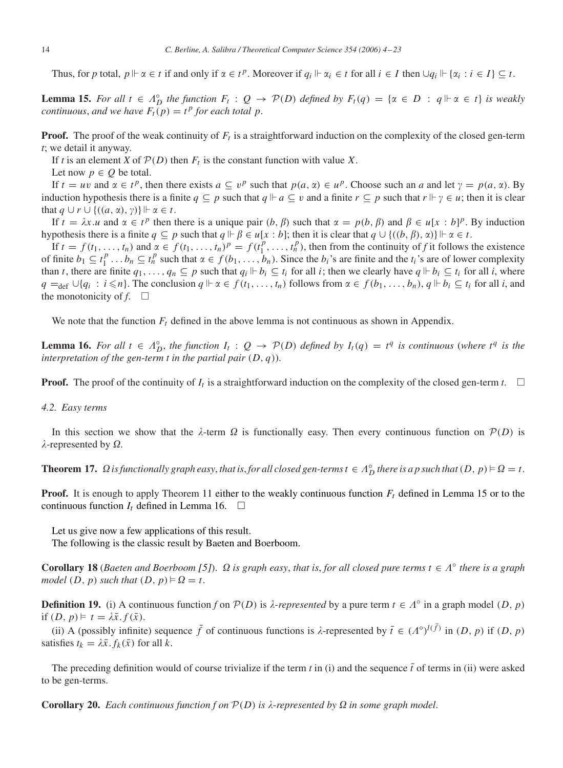Thus, for $p$ total, $p \Vdash \alpha \in t$ if and only if $\alpha \in t^p$. Moreover if $q_i \Vdash \alpha_i \in t$ for all $i \in I$ then $\cup q_i \Vdash \{\alpha_i : i \in I\} \subseteq t$.

**Lemma 15.** *For all $t \in \Lambda_D^\circ$ the function $F_t : Q \to \mathcal{P}(D)$ defined by $F_t(q) = \{\alpha \in D : q \Vdash \alpha \in t\}$ is weakly continuous, and we have $F_t(p) = t^p$ for each total $p$.*

**Proof.** The proof of the weak continuity of $F_t$ is a straightforward induction on the complexity of the closed gen-term $t$; we detail it anyway.

If $t$ is an element $X$ of $\mathcal{P}(D)$ then $F_t$ is the constant function with value $X$.

Let now $p \in Q$ be total.

If $t = uv$ and $\alpha \in t^p$, then there exists $a \subseteq v^p$ such that $p(a, \alpha) \in u^p$. Choose such an $a$ and let $\gamma = p(a, \alpha)$. By induction hypothesis there is a finite $q \subseteq p$ such that $q \Vdash a \subseteq v$ and a finite $r \subseteq p$ such that $r \Vdash \gamma \in u$; then it is clear that $q \cup r \cup \{((a, \alpha), \gamma)\} \Vdash \alpha \in t$.

If $t = \lambda x.u$ and $\alpha \in t^p$ then there is a unique pair $(b, \beta)$ such that $\alpha = p(b, \beta)$ and $\beta \in u[x : b]^p$. By induction hypothesis there is a finite $q \subseteq p$ such that $q \Vdash \beta \in u[x : b]$; then it is clear that $q \cup \{((b, \beta), \alpha)\} \Vdash \alpha \in t$.

If $t = f(t_1, \ldots, t_n)$ and $\alpha \in f(t_1, \ldots, t_n)^p = f(t_1^p, \ldots, t_n^p)$, then from the continuity of $f$ it follows the existence of finite $b_1 \subseteq t_1^p \ldots b_n \subseteq t_n^p$ such that $\alpha \in f(b_1, \ldots, b_n)$. Since the $b_i$'s are finite and the $t_i$'s are of lower complexity than $t$, there are finite $q_1, \ldots, q_n \subseteq p$ such that $q_i \Vdash b_i \subseteq t_i$ for all $i$; then we clearly have $q \Vdash b_i \subseteq t_i$ for all $i$, where $q =_{\text{def}} \cup\{q_i : i \leqslant n\}$. The conclusion $q \Vdash \alpha \in f(t_1, \ldots, t_n)$ follows from $\alpha \in f(b_1, \ldots, b_n)$, $q \Vdash b_i \subseteq t_i$ for all $i$, and the monotonicity of $f$. $\square$

We note that the function $F_t$ defined in the above lemma is not continuous as shown in Appendix.

**Lemma 16.** *For all $t \in \Lambda_D^\circ$, the function $I_t : Q \to \mathcal{P}(D)$ defined by $I_t(q) = t^q$ is continuous (where $t^q$ is the interpretation of the gen-term $t$ in the partial pair $(D, q)$).*

**Proof.** The proof of the continuity of $I_t$ is a straightforward induction on the complexity of the closed gen-term $t$. $\square$

*4.2. Easy terms*

In this section we show that the $\lambda$-term $\Omega$ is functionally easy. Then every continuous function on $\mathcal{P}(D)$ is $\lambda$-represented by $\Omega$.

**Theorem 17.** *$\Omega$ is functionally graph easy, that is, for all closed gen-terms $t \in \Lambda_D^\circ$ there is a $p$ such that $(D, p) \vDash \Omega = t$.*

**Proof.** It is enough to apply Theorem 11 either to the weakly continuous function $F_t$ defined in Lemma 15 or to the continuous function $I_t$ defined in Lemma 16. $\square$

Let us give now a few applications of this result.

The following is the classic result by Baeten and Boerboom.

**Corollary 18** (*Baeten and Boerboom [5]*). *$\Omega$ is graph easy, that is, for all closed pure terms $t \in \Lambda^\circ$ there is a graph model $(D, p)$ such that $(D, p) \vDash \Omega = t$.*

**Definition 19.** (i) A continuous function $f$ on $\mathcal{P}(D)$ is *$\lambda$-represented* by a pure term $t \in \Lambda^\circ$ in a graph model $(D, p)$ if $(D, p) \vDash t = \lambda \bar{x}. f(\bar{x})$.

(ii) A (possibly infinite) sequence $\bar{f}$ of continuous functions is $\lambda$-represented by $\bar{t} \in (\Lambda^\circ)^{l(\bar{f})}$ in $(D, p)$ if $(D, p)$ satisfies $t_k = \lambda \bar{x}. f_k(\bar{x})$ for all $k$.

The preceding definition would of course trivialize if the term $t$ in (i) and the sequence $\bar{t}$ of terms in (ii) were asked to be gen-terms.

**Corollary 20.** *Each continuous function $f$ on $\mathcal{P}(D)$ is $\lambda$-represented by $\Omega$ in some graph model.*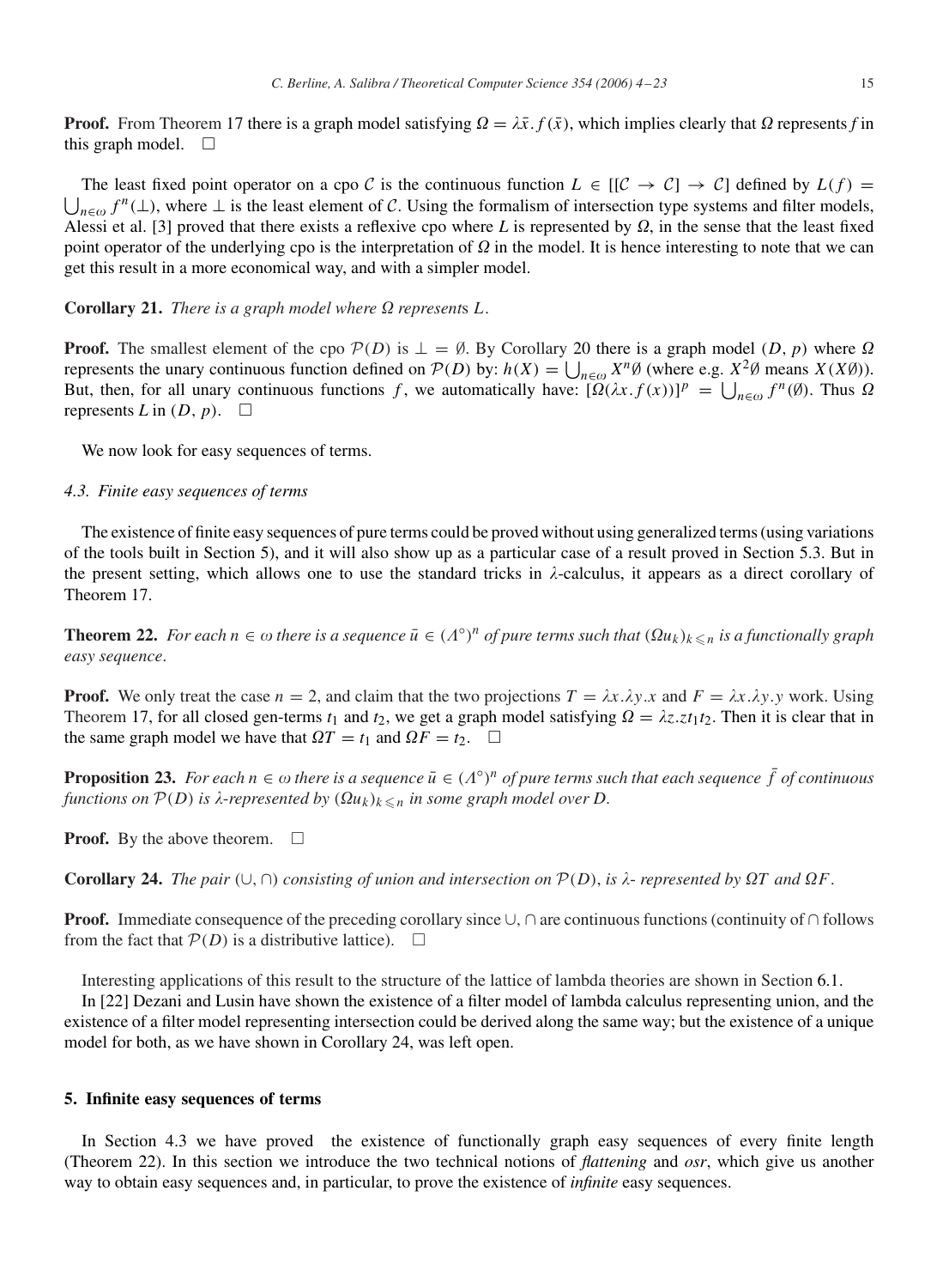**Proof.** From Theorem 17 there is a graph model satisfying $\Omega = \lambda \bar{x}. f(\bar{x})$, which implies clearly that $\Omega$ represents $f$ in this graph model. $\square$

The least fixed point operator on a cpo $\mathcal{C}$ is the continuous function $L \in [[\mathcal{C} \to \mathcal{C}] \to \mathcal{C}]$ defined by $L(f) = \bigcup_{n \in \omega} f^n(\bot)$, where $\bot$ is the least element of $\mathcal{C}$. Using the formalism of intersection type systems and filter models, Alessi et al. [3] proved that there exists a reflexive cpo where $L$ is represented by $\Omega$, in the sense that the least fixed point operator of the underlying cpo is the interpretation of $\Omega$ in the model. It is hence interesting to note that we can get this result in a more economical way, and with a simpler model.

**Corollary 21.** *There is a graph model where $\Omega$ represents $L$.*

**Proof.** The smallest element of the cpo $\mathcal{P}(D)$ is $\bot = \emptyset$. By Corollary 20 there is a graph model $(D, p)$ where $\Omega$ represents the unary continuous function defined on $\mathcal{P}(D)$ by: $h(X) = \bigcup_{n \in \omega} X^n \emptyset$ (where e.g. $X^2 \emptyset$ means $X(X\emptyset)$). But, then, for all unary continuous functions $f$, we automatically have: $[\Omega(\lambda x. f(x))]^p = \bigcup_{n \in \omega} f^n(\emptyset)$. Thus $\Omega$ represents $L$ in $(D, p)$. $\square$

We now look for easy sequences of terms.

### 4.3. Finite easy sequences of terms

The existence of finite easy sequences of pure terms could be proved without using generalized terms (using variations of the tools built in Section 5), and it will also show up as a particular case of a result proved in Section 5.3. But in the present setting, which allows one to use the standard tricks in $\lambda$-calculus, it appears as a direct corollary of Theorem 17.

**Theorem 22.** *For each $n \in \omega$ there is a sequence $\bar{u} \in (\Lambda^\circ)^n$ of pure terms such that $(\Omega u_k)_{k \leqslant n}$ is a functionally graph easy sequence.*

**Proof.** We only treat the case $n = 2$, and claim that the two projections $T = \lambda x.\lambda y.x$ and $F = \lambda x.\lambda y.y$ work. Using Theorem 17, for all closed gen-terms $t_1$ and $t_2$, we get a graph model satisfying $\Omega = \lambda z.z t_1 t_2$. Then it is clear that in the same graph model we have that $\Omega T = t_1$ and $\Omega F = t_2$. $\square$

**Proposition 23.** *For each $n \in \omega$ there is a sequence $\bar{u} \in (\Lambda^\circ)^n$ of pure terms such that each sequence $\bar{f}$ of continuous functions on $\mathcal{P}(D)$ is $\lambda$-represented by $(\Omega u_k)_{k \leqslant n}$ in some graph model over $D$.*

**Proof.** By the above theorem. $\square$

**Corollary 24.** *The pair $(\cup, \cap)$ consisting of union and intersection on $\mathcal{P}(D)$, is $\lambda$- represented by $\Omega T$ and $\Omega F$.*

**Proof.** Immediate consequence of the preceding corollary since $\cup, \cap$ are continuous functions (continuity of $\cap$ follows from the fact that $\mathcal{P}(D)$ is a distributive lattice). $\square$

Interesting applications of this result to the structure of the lattice of lambda theories are shown in Section 6.1.

In [22] Dezani and Lusin have shown the existence of a filter model of lambda calculus representing union, and the existence of a filter model representing intersection could be derived along the same way; but the existence of a unique model for both, as we have shown in Corollary 24, was left open.

## 5. Infinite easy sequences of terms

In Section 4.3 we have proved the existence of functionally graph easy sequences of every finite length (Theorem 22). In this section we introduce the two technical notions of *flattening* and *osr*, which give us another way to obtain easy sequences and, in particular, to prove the existence of *infinite* easy sequences.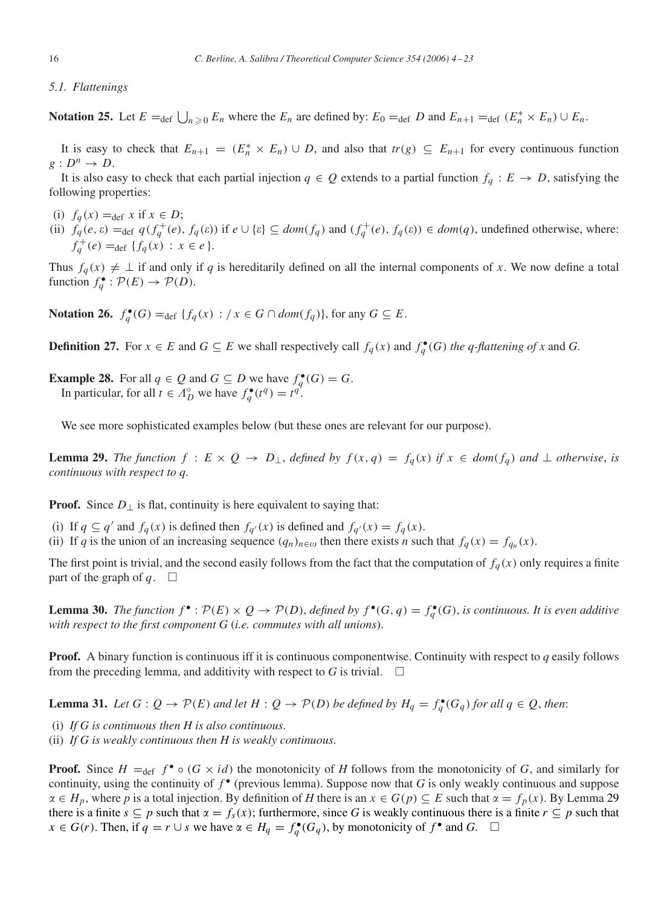### 5.1. Flattenings

**Notation 25.** Let $E =_{\rm def} \bigcup_{n\geqslant 0} E_n$ where the $E_n$ are defined by: $E_0 =_{\rm def} D$ and $E_{n+1} =_{\rm def} (E_n^* \times E_n) \cup E_n$.

It is easy to check that $E_{n+1} = (E_n^* \times E_n) \cup D$, and also that $tr(g) \subseteq E_{n+1}$ for every continuous function $g : D^n \to D$.

It is also easy to check that each partial injection $q \in Q$ extends to a partial function $f_q : E \to D$, satisfying the following properties:

(i) $f_q(x) =_{\rm def} x$ if $x \in D$;
(ii) $f_q(e, \varepsilon) =_{\rm def} q(f_q^+(e), f_q(\varepsilon))$ if $e \cup \{\varepsilon\} \subseteq dom(f_q)$ and $(f_q^+(e), f_q(\varepsilon)) \in dom(q)$, undefined otherwise, where: $f_q^+(e) =_{\rm def} \{f_q(x) : x \in e\}$.

Thus $f_q(x) \neq \perp$ if and only if $q$ is hereditarily defined on all the internal components of $x$. We now define a total function $f_q^\bullet : \mathcal{P}(E) \to \mathcal{P}(D)$.

**Notation 26.** $f_q^\bullet(G) =_{\rm def} \{f_q(x) : / \, x \in G \cap dom(f_q)\}$, for any $G \subseteq E$.

**Definition 27.** For $x \in E$ and $G \subseteq E$ we shall respectively call $f_q(x)$ and $f_q^\bullet(G)$ *the q-flattening of x* and *G*.

**Example 28.** For all $q \in Q$ and $G \subseteq D$ we have $f_q^\bullet(G) = G$.
In particular, for all $t \in \Lambda_D^\circ$ we have $f_q^\bullet(t^q) = t^q$.

We see more sophisticated examples below (but these ones are relevant for our purpose).

**Lemma 29.** *The function $f : E \times Q \to D_\perp$, defined by $f(x, q) = f_q(x)$ if $x \in dom(f_q)$ and $\perp$ otherwise, is continuous with respect to q.*

**Proof.** Since $D_\perp$ is flat, continuity is here equivalent to saying that:

(i) If $q \subseteq q'$ and $f_q(x)$ is defined then $f_{q'}(x)$ is defined and $f_{q'}(x) = f_q(x)$.
(ii) If $q$ is the union of an increasing sequence $(q_n)_{n\in\omega}$ then there exists $n$ such that $f_q(x) = f_{q_n}(x)$.

The first point is trivial, and the second easily follows from the fact that the computation of $f_q(x)$ only requires a finite part of the graph of $q$. $\square$

**Lemma 30.** *The function $f^\bullet : \mathcal{P}(E) \times Q \to \mathcal{P}(D)$, defined by $f^\bullet(G, q) = f_q^\bullet(G)$, is continuous. It is even additive with respect to the first component G (i.e. commutes with all unions).*

**Proof.** A binary function is continuous iff it is continuous componentwise. Continuity with respect to $q$ easily follows from the preceding lemma, and additivity with respect to $G$ is trivial. $\square$

**Lemma 31.** *Let $G : Q \to \mathcal{P}(E)$ and let $H : Q \to \mathcal{P}(D)$ be defined by $H_q = f_q^\bullet(G_q)$ for all $q \in Q$, then*:

(i) *If G is continuous then H is also continuous.*
(ii) *If G is weakly continuous then H is weakly continuous.*

**Proof.** Since $H =_{\rm def} f^\bullet \circ (G \times id)$ the monotonicity of $H$ follows from the monotonicity of $G$, and similarly for continuity, using the continuity of $f^\bullet$ (previous lemma). Suppose now that $G$ is only weakly continuous and suppose $\alpha \in H_p$, where $p$ is a total injection. By definition of $H$ there is an $x \in G(p) \subseteq E$ such that $\alpha = f_p(x)$. By Lemma 29 there is a finite $s \subseteq p$ such that $\alpha = f_s(x)$; furthermore, since $G$ is weakly continuous there is a finite $r \subseteq p$ such that $x \in G(r)$. Then, if $q = r \cup s$ we have $\alpha \in H_q = f_q^\bullet(G_q)$, by monotonicity of $f^\bullet$ and $G$. $\square$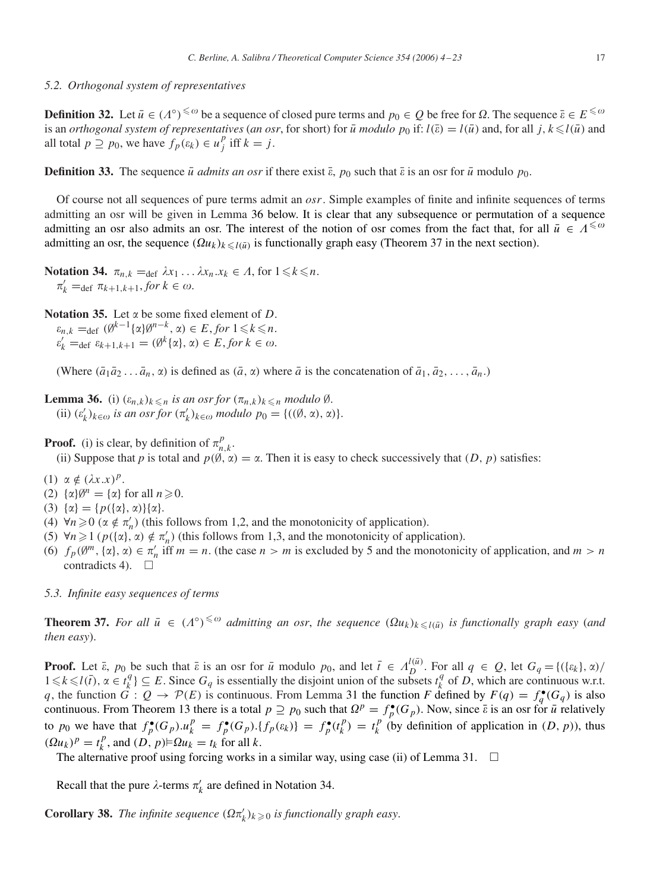### 5.2. Orthogonal system of representatives

**Definition 32.** Let $\bar{u} \in (\Lambda^\circ)^{\leqslant\omega}$ be a sequence of closed pure terms and $p_0 \in Q$ be free for $\Omega$. The sequence $\bar{\varepsilon} \in E^{\leqslant\omega}$ is an *orthogonal system of representatives* (*an osr*, for short) for $\bar{u}$ *modulo* $p_0$ if: $l(\bar{\varepsilon}) = l(\bar{u})$ and, for all $j, k \leqslant l(\bar{u})$ and all total $p \supseteq p_0$, we have $f_p(\varepsilon_k) \in u_j^p$ iff $k = j$.

**Definition 33.** The sequence $\bar{u}$ *admits an osr* if there exist $\bar{\varepsilon}$, $p_0$ such that $\bar{\varepsilon}$ is an osr for $\bar{u}$ modulo $p_0$.

Of course not all sequences of pure terms admit an *osr*. Simple examples of finite and infinite sequences of terms admitting an osr will be given in Lemma 36 below. It is clear that any subsequence or permutation of a sequence admitting an osr also admits an osr. The interest of the notion of osr comes from the fact that, for all $\bar{u} \in \Lambda^{\leqslant\omega}$ admitting an osr, the sequence $(\Omega u_k)_{k\leqslant l(\bar{u})}$ is functionally graph easy (Theorem 37 in the next section).

**Notation 34.** $\pi_{n,k} =_{\text{def}} \lambda x_1 \ldots \lambda x_n . x_k \in \Lambda$, for $1 \leqslant k \leqslant n$.
$\pi'_k =_{\text{def}} \pi_{k+1,k+1}$, *for* $k \in \omega$.

**Notation 35.** Let $\alpha$ be some fixed element of $D$.
$\varepsilon_{n,k} =_{\text{def}} (\emptyset^{k-1}\{\alpha\}\emptyset^{n-k}, \alpha) \in E$, *for* $1 \leqslant k \leqslant n$.
$\varepsilon'_k =_{\text{def}} \varepsilon_{k+1,k+1} = (\emptyset^k\{\alpha\}, \alpha) \in E$, *for* $k \in \omega$.

(Where $(\bar{a}_1\bar{a}_2 \ldots \bar{a}_n, \alpha)$ is defined as $(\bar{a}, \alpha)$ where $\bar{a}$ is the concatenation of $\bar{a}_1, \bar{a}_2, \ldots, \bar{a}_n$.)

**Lemma 36.** (i) $(\varepsilon_{n,k})_{k\leqslant n}$ *is an osr for* $(\pi_{n,k})_{k\leqslant n}$ *modulo* $\emptyset$.
(ii) $(\varepsilon'_k)_{k\in\omega}$ *is an osr for* $(\pi'_k)_{k\in\omega}$ *modulo* $p_0 = \{((\emptyset, \alpha), \alpha)\}$.

**Proof.** (i) is clear, by definition of $\pi^p_{n,k}$.
(ii) Suppose that $p$ is total and $p(\emptyset, \alpha) = \alpha$. Then it is easy to check successively that $(D, p)$ satisfies:

(1) $\alpha \notin (\lambda x.x)^p$.
(2) $\{\alpha\}\emptyset^n = \{\alpha\}$ for all $n \geqslant 0$.
(3) $\{\alpha\} = \{p(\{\alpha\}, \alpha)\}\{\alpha\}$.
(4) $\forall n \geqslant 0$ $(\alpha \notin \pi'_n)$ (this follows from 1,2, and the monotonicity of application).
(5) $\forall n \geqslant 1$ $(p(\{\alpha\}, \alpha) \notin \pi'_n)$ (this follows from 1,3, and the monotonicity of application).
(6) $f_p(\emptyset^m, \{\alpha\}, \alpha) \in \pi'_n$ iff $m = n$. (the case $n > m$ is excluded by 5 and the monotonicity of application, and $m > n$ contradicts 4). $\square$

### 5.3. Infinite easy sequences of terms

**Theorem 37.** *For all* $\bar{u} \in (\Lambda^\circ)^{\leqslant\omega}$ *admitting an osr, the sequence* $(\Omega u_k)_{k\leqslant l(\bar{u})}$ *is functionally graph easy* (*and then easy*).

**Proof.** Let $\bar{\varepsilon}$, $p_0$ be such that $\bar{\varepsilon}$ is an osr for $\bar{u}$ modulo $p_0$, and let $\bar{t} \in \Lambda_D^{l(\bar{u})}$. For all $q \in Q$, let $G_q = \{(\{\varepsilon_k\}, \alpha)/ 1 \leqslant k \leqslant l(\bar{t}), \alpha \in t_k^q\} \subseteq E$. Since $G_q$ is essentially the disjoint union of the subsets $t_k^q$ of $D$, which are continuous w.r.t. $q$, the function $G : Q \to \mathcal{P}(E)$ is continuous. From Lemma 31 the function $F$ defined by $F(q) = f_q^\bullet(G_q)$ is also continuous. From Theorem 13 there is a total $p \supseteq p_0$ such that $\Omega^p = f_p^\bullet(G_p)$. Now, since $\bar{\varepsilon}$ is an osr for $\bar{u}$ relatively to $p_0$ we have that $f_p^\bullet(G_p).u_k^p = f_p^\bullet(G_p).\{f_p(\varepsilon_k)\} = f_p^\bullet(t_k^p) = t_k^p$ (by definition of application in $(D, p)$), thus $(\Omega u_k)^p = t_k^p$, and $(D, p) \vDash \Omega u_k = t_k$ for all $k$.

The alternative proof using forcing works in a similar way, using case (ii) of Lemma 31. $\square$

Recall that the pure $\lambda$-terms $\pi'_k$ are defined in Notation 34.

**Corollary 38.** *The infinite sequence* $(\Omega\pi'_k)_{k\geqslant 0}$ *is functionally graph easy.*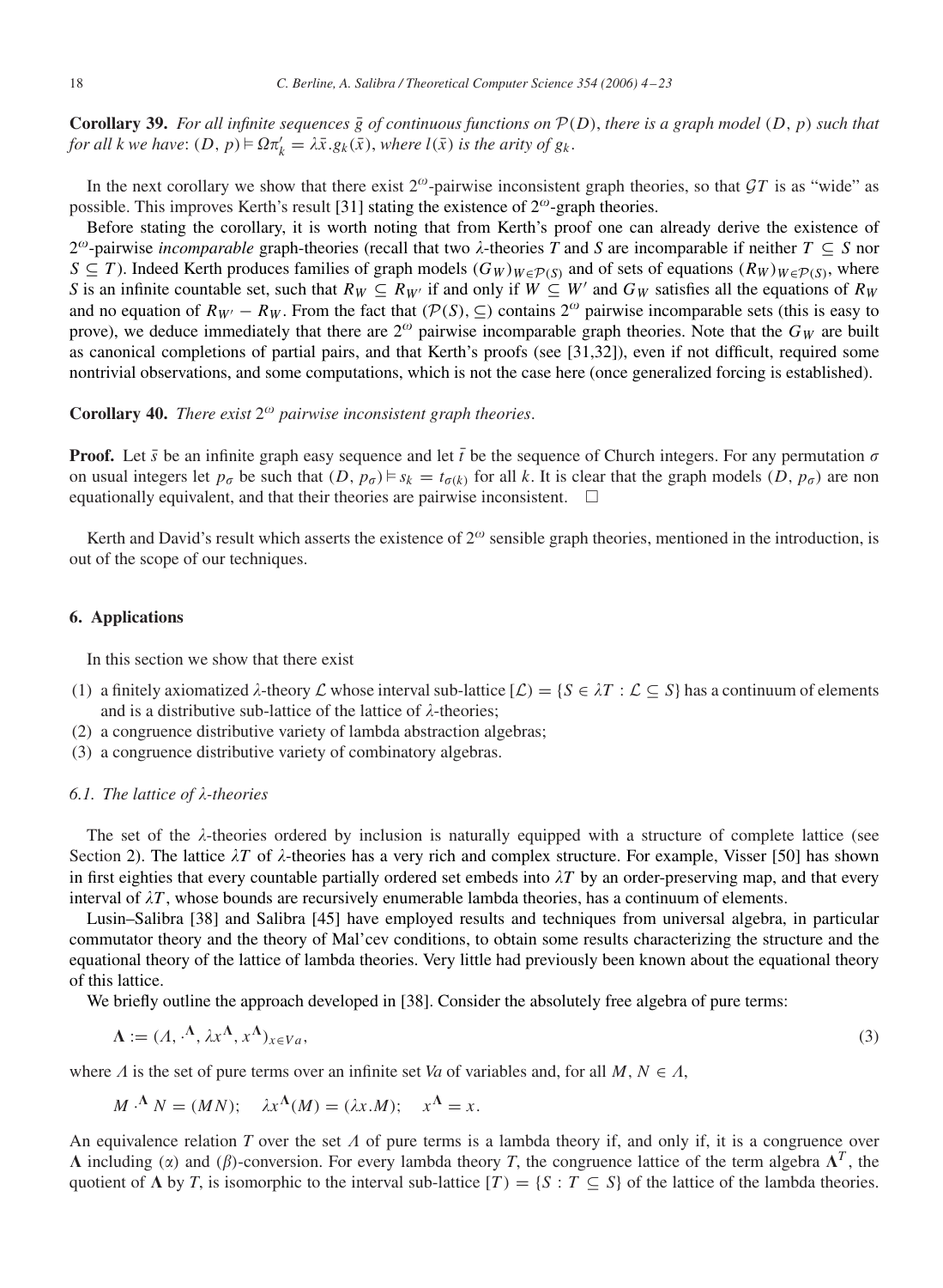**Corollary 39.** *For all infinite sequences $\bar{g}$ of continuous functions on $\mathcal{P}(D)$, there is a graph model $(D, p)$ such that for all $k$ we have*: $(D, p) \vDash \Omega\pi'_k = \lambda\bar{x}.g_k(\bar{x})$, *where $l(\bar{x})$ is the arity of $g_k$.*

In the next corollary we show that there exist $2^\omega$-pairwise inconsistent graph theories, so that $\mathcal{GT}$ is as "wide" as possible. This improves Kerth's result [31] stating the existence of $2^\omega$-graph theories.

Before stating the corollary, it is worth noting that from Kerth's proof one can already derive the existence of $2^\omega$-pairwise *incomparable* graph-theories (recall that two $\lambda$-theories $T$ and $S$ are incomparable if neither $T \subseteq S$ nor $S \subseteq T$). Indeed Kerth produces families of graph models $(G_W)_{W \in \mathcal{P}(S)}$ and of sets of equations $(R_W)_{W \in \mathcal{P}(S)}$, where $S$ is an infinite countable set, such that $R_W \subseteq R_{W'}$ if and only if $W \subseteq W'$ and $G_W$ satisfies all the equations of $R_W$ and no equation of $R_{W'} - R_W$. From the fact that $(\mathcal{P}(S), \subseteq)$ contains $2^\omega$ pairwise incomparable sets (this is easy to prove), we deduce immediately that there are $2^\omega$ pairwise incomparable graph theories. Note that the $G_W$ are built as canonical completions of partial pairs, and that Kerth's proofs (see [31,32]), even if not difficult, required some nontrivial observations, and some computations, which is not the case here (once generalized forcing is established).

**Corollary 40.** *There exist $2^\omega$ pairwise inconsistent graph theories.*

**Proof.** Let $\bar{s}$ be an infinite graph easy sequence and let $\bar{t}$ be the sequence of Church integers. For any permutation $\sigma$ on usual integers let $p_\sigma$ be such that $(D, p_\sigma) \vDash s_k = t_{\sigma(k)}$ for all $k$. It is clear that the graph models $(D, p_\sigma)$ are non equationally equivalent, and that their theories are pairwise inconsistent. $\square$

Kerth and David's result which asserts the existence of $2^\omega$ sensible graph theories, mentioned in the introduction, is out of the scope of our techniques.

## 6. Applications

In this section we show that there exist

(1) a finitely axiomatized $\lambda$-theory $\mathcal{L}$ whose interval sub-lattice $[\mathcal{L}) = \{S \in \lambda T : \mathcal{L} \subseteq S\}$ has a continuum of elements and is a distributive sub-lattice of the lattice of $\lambda$-theories;
(2) a congruence distributive variety of lambda abstraction algebras;
(3) a congruence distributive variety of combinatory algebras.

### 6.1. The lattice of λ-theories

The set of the $\lambda$-theories ordered by inclusion is naturally equipped with a structure of complete lattice (see Section 2). The lattice $\lambda T$ of $\lambda$-theories has a very rich and complex structure. For example, Visser [50] has shown in first eighties that every countable partially ordered set embeds into $\lambda T$ by an order-preserving map, and that every interval of $\lambda T$, whose bounds are recursively enumerable lambda theories, has a continuum of elements.

Lusin–Salibra [38] and Salibra [45] have employed results and techniques from universal algebra, in particular commutator theory and the theory of Mal'cev conditions, to obtain some results characterizing the structure and the equational theory of the lattice of lambda theories. Very little had previously been known about the equational theory of this lattice.

We briefly outline the approach developed in [38]. Consider the absolutely free algebra of pure terms:

$$\mathbf{\Lambda} := (\Lambda, \cdot^{\mathbf{\Lambda}}, \lambda x^{\mathbf{\Lambda}}, x^{\mathbf{\Lambda}})_{x \in Va}, \tag{3}$$

where $\Lambda$ is the set of pure terms over an infinite set *Va* of variables and, for all $M, N \in \Lambda$,

$$M \cdot^{\mathbf{\Lambda}} N = (MN); \quad \lambda x^{\mathbf{\Lambda}}(M) = (\lambda x.M); \quad x^{\mathbf{\Lambda}} = x.$$

An equivalence relation $T$ over the set $\Lambda$ of pure terms is a lambda theory if, and only if, it is a congruence over $\mathbf{\Lambda}$ including ($\alpha$) and ($\beta$)-conversion. For every lambda theory $T$, the congruence lattice of the term algebra $\mathbf{\Lambda}^T$, the quotient of $\mathbf{\Lambda}$ by $T$, is isomorphic to the interval sub-lattice $[T) = \{S : T \subseteq S\}$ of the lattice of the lambda theories.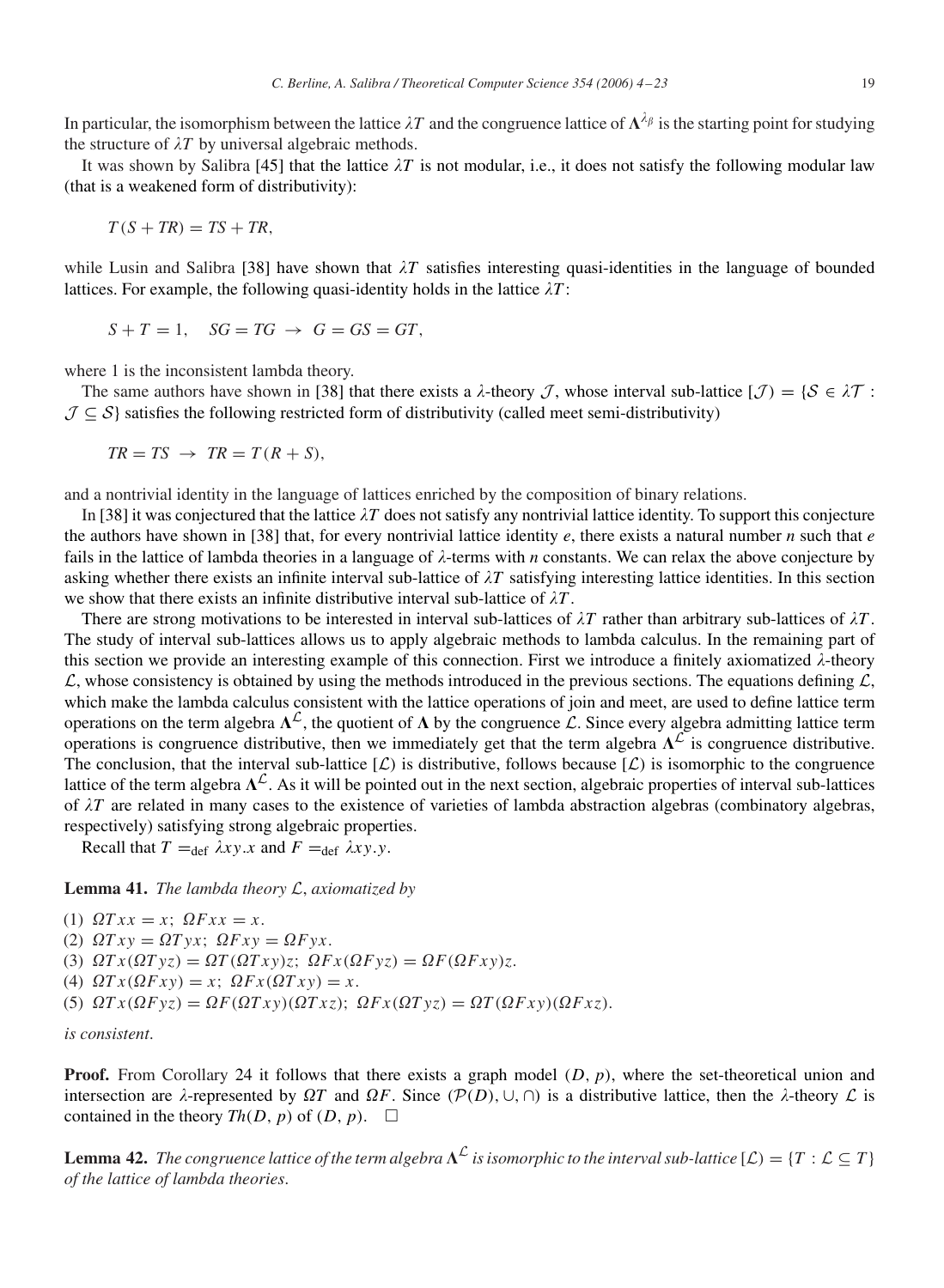In particular, the isomorphism between the lattice $\lambda T$ and the congruence lattice of $\mathbf{\Lambda}^{\lambda_\beta}$ is the starting point for studying the structure of $\lambda T$ by universal algebraic methods.

It was shown by Salibra [45] that the lattice $\lambda T$ is not modular, i.e., it does not satisfy the following modular law (that is a weakened form of distributivity):

$$T(S + TR) = TS + TR,$$

while Lusin and Salibra [38] have shown that $\lambda T$ satisfies interesting quasi-identities in the language of bounded lattices. For example, the following quasi-identity holds in the lattice $\lambda T$:

$$S + T = 1, \quad SG = TG \;\rightarrow\; G = GS = GT,$$

where 1 is the inconsistent lambda theory.

The same authors have shown in [38] that there exists a $\lambda$-theory $\mathcal{J}$, whose interval sub-lattice $[\mathcal{J}) = \{\mathcal{S} \in \lambda\mathcal{T} : \mathcal{J} \subseteq \mathcal{S}\}$ satisfies the following restricted form of distributivity (called meet semi-distributivity)

$$TR = TS \;\rightarrow\; TR = T(R + S),$$

and a nontrivial identity in the language of lattices enriched by the composition of binary relations.

In [38] it was conjectured that the lattice $\lambda T$ does not satisfy any nontrivial lattice identity. To support this conjecture the authors have shown in [38] that, for every nontrivial lattice identity $e$, there exists a natural number $n$ such that $e$ fails in the lattice of lambda theories in a language of $\lambda$-terms with $n$ constants. We can relax the above conjecture by asking whether there exists an infinite interval sub-lattice of $\lambda T$ satisfying interesting lattice identities. In this section we show that there exists an infinite distributive interval sub-lattice of $\lambda T$.

There are strong motivations to be interested in interval sub-lattices of $\lambda T$ rather than arbitrary sub-lattices of $\lambda T$. The study of interval sub-lattices allows us to apply algebraic methods to lambda calculus. In the remaining part of this section we provide an interesting example of this connection. First we introduce a finitely axiomatized $\lambda$-theory $\mathcal{L}$, whose consistency is obtained by using the methods introduced in the previous sections. The equations defining $\mathcal{L}$, which make the lambda calculus consistent with the lattice operations of join and meet, are used to define lattice term operations on the term algebra $\mathbf{\Lambda}^{\mathcal{L}}$, the quotient of $\mathbf{\Lambda}$ by the congruence $\mathcal{L}$. Since every algebra admitting lattice term operations is congruence distributive, then we immediately get that the term algebra $\mathbf{\Lambda}^{\mathcal{L}}$ is congruence distributive. The conclusion, that the interval sub-lattice $[\mathcal{L})$ is distributive, follows because $[\mathcal{L})$ is isomorphic to the congruence lattice of the term algebra $\mathbf{\Lambda}^{\mathcal{L}}$. As it will be pointed out in the next section, algebraic properties of interval sub-lattices of $\lambda T$ are related in many cases to the existence of varieties of lambda abstraction algebras (combinatory algebras, respectively) satisfying strong algebraic properties.

Recall that $T =_{\text{def}} \lambda xy.x$ and $F =_{\text{def}} \lambda xy.y$.

**Lemma 41.** *The lambda theory $\mathcal{L}$, axiomatized by*

(1) $\Omega Txx = x$; $\Omega Fxx = x$.
(2) $\Omega Txy = \Omega Tyx$; $\Omega Fxy = \Omega Fyx$.
(3) $\Omega Tx(\Omega Tyz) = \Omega T(\Omega Txy)z$; $\Omega Fx(\Omega Fyz) = \Omega F(\Omega Fxy)z$.
(4) $\Omega Tx(\Omega Fxy) = x$; $\Omega Fx(\Omega Txy) = x$.
(5) $\Omega Tx(\Omega Fyz) = \Omega F(\Omega Txy)(\Omega Txz)$; $\Omega Fx(\Omega Tyz) = \Omega T(\Omega Fxy)(\Omega Fxz)$.

*is consistent*.

**Proof.** From Corollary 24 it follows that there exists a graph model $(D, p)$, where the set-theoretical union and intersection are $\lambda$-represented by $\Omega T$ and $\Omega F$. Since $(\mathcal{P}(D), \cup, \cap)$ is a distributive lattice, then the $\lambda$-theory $\mathcal{L}$ is contained in the theory $Th(D, p)$ of $(D, p)$. $\square$

**Lemma 42.** *The congruence lattice of the term algebra $\mathbf{\Lambda}^{\mathcal{L}}$ is isomorphic to the interval sub-lattice $[\mathcal{L}) = \{T : \mathcal{L} \subseteq T\}$ of the lattice of lambda theories*.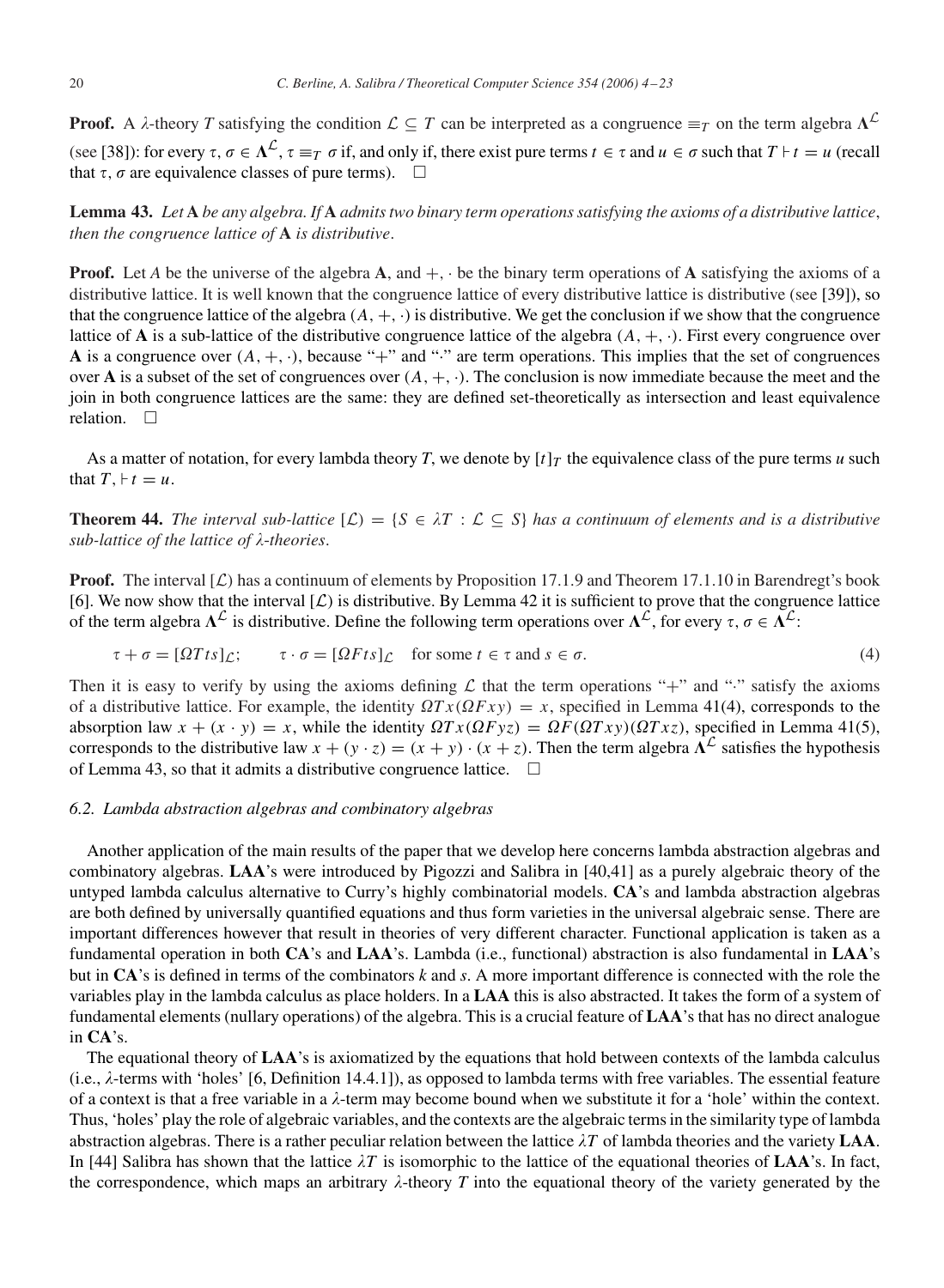**Proof.** A $\lambda$-theory $T$ satisfying the condition $\mathcal{L} \subseteq T$ can be interpreted as a congruence $\equiv_T$ on the term algebra $\mathbf{\Lambda}^{\mathcal{L}}$ (see [38]): for every $\tau, \sigma \in \mathbf{\Lambda}^{\mathcal{L}}$, $\tau \equiv_T \sigma$ if, and only if, there exist pure terms $t \in \tau$ and $u \in \sigma$ such that $T \vdash t = u$ (recall that $\tau, \sigma$ are equivalence classes of pure terms). $\square$

**Lemma 43.** *Let* **A** *be any algebra. If* **A** *admits two binary term operations satisfying the axioms of a distributive lattice, then the congruence lattice of* **A** *is distributive.*

**Proof.** Let $A$ be the universe of the algebra **A**, and $+, \cdot$ be the binary term operations of **A** satisfying the axioms of a distributive lattice. It is well known that the congruence lattice of every distributive lattice is distributive (see [39]), so that the congruence lattice of the algebra $(A, +, \cdot)$ is distributive. We get the conclusion if we show that the congruence lattice of **A** is a sub-lattice of the distributive congruence lattice of the algebra $(A, +, \cdot)$. First every congruence over **A** is a congruence over $(A, +, \cdot)$, because "$+$" and "$\cdot$" are term operations. This implies that the set of congruences over **A** is a subset of the set of congruences over $(A, +, \cdot)$. The conclusion is now immediate because the meet and the join in both congruence lattices are the same: they are defined set-theoretically as intersection and least equivalence relation. $\square$

As a matter of notation, for every lambda theory $T$, we denote by $[t]_T$ the equivalence class of the pure terms $u$ such that $T, \vdash t = u$.

**Theorem 44.** *The interval sub-lattice* $[\mathcal{L}) = \{S \in \lambda T : \mathcal{L} \subseteq S\}$ *has a continuum of elements and is a distributive sub-lattice of the lattice of* $\lambda$*-theories.*

**Proof.** The interval $[\mathcal{L})$ has a continuum of elements by Proposition 17.1.9 and Theorem 17.1.10 in Barendregt's book [6]. We now show that the interval $[\mathcal{L})$ is distributive. By Lemma 42 it is sufficient to prove that the congruence lattice of the term algebra $\mathbf{\Lambda}^{\mathcal{L}}$ is distributive. Define the following term operations over $\mathbf{\Lambda}^{\mathcal{L}}$, for every $\tau, \sigma \in \mathbf{\Lambda}^{\mathcal{L}}$:

$$\tau + \sigma = [\Omega T t s]_{\mathcal{L}}; \qquad \tau \cdot \sigma = [\Omega F t s]_{\mathcal{L}} \quad \text{for some } t \in \tau \text{ and } s \in \sigma. \tag{4}$$

Then it is easy to verify by using the axioms defining $\mathcal{L}$ that the term operations "$+$" and "$\cdot$" satisfy the axioms of a distributive lattice. For example, the identity $\Omega T x(\Omega F x y) = x$, specified in Lemma 41(4), corresponds to the absorption law $x + (x \cdot y) = x$, while the identity $\Omega T x(\Omega F y z) = \Omega F(\Omega T x y)(\Omega T x z)$, specified in Lemma 41(5), corresponds to the distributive law $x + (y \cdot z) = (x + y) \cdot (x + z)$. Then the term algebra $\mathbf{\Lambda}^{\mathcal{L}}$ satisfies the hypothesis of Lemma 43, so that it admits a distributive congruence lattice. $\square$

### 6.2. Lambda abstraction algebras and combinatory algebras

Another application of the main results of the paper that we develop here concerns lambda abstraction algebras and combinatory algebras. **LAA**'s were introduced by Pigozzi and Salibra in [40,41] as a purely algebraic theory of the untyped lambda calculus alternative to Curry's highly combinatorial models. **CA**'s and lambda abstraction algebras are both defined by universally quantified equations and thus form varieties in the universal algebraic sense. There are important differences however that result in theories of very different character. Functional application is taken as a fundamental operation in both **CA**'s and **LAA**'s. Lambda (i.e., functional) abstraction is also fundamental in **LAA**'s but in **CA**'s is defined in terms of the combinators $k$ and $s$. A more important difference is connected with the role the variables play in the lambda calculus as place holders. In a **LAA** this is also abstracted. It takes the form of a system of fundamental elements (nullary operations) of the algebra. This is a crucial feature of **LAA**'s that has no direct analogue in **CA**'s.

The equational theory of **LAA**'s is axiomatized by the equations that hold between contexts of the lambda calculus (i.e., $\lambda$-terms with 'holes' [6, Definition 14.4.1]), as opposed to lambda terms with free variables. The essential feature of a context is that a free variable in a $\lambda$-term may become bound when we substitute it for a 'hole' within the context. Thus, 'holes' play the role of algebraic variables, and the contexts are the algebraic terms in the similarity type of lambda abstraction algebras. There is a rather peculiar relation between the lattice $\lambda T$ of lambda theories and the variety **LAA**. In [44] Salibra has shown that the lattice $\lambda T$ is isomorphic to the lattice of the equational theories of **LAA**'s. In fact, the correspondence, which maps an arbitrary $\lambda$-theory $T$ into the equational theory of the variety generated by the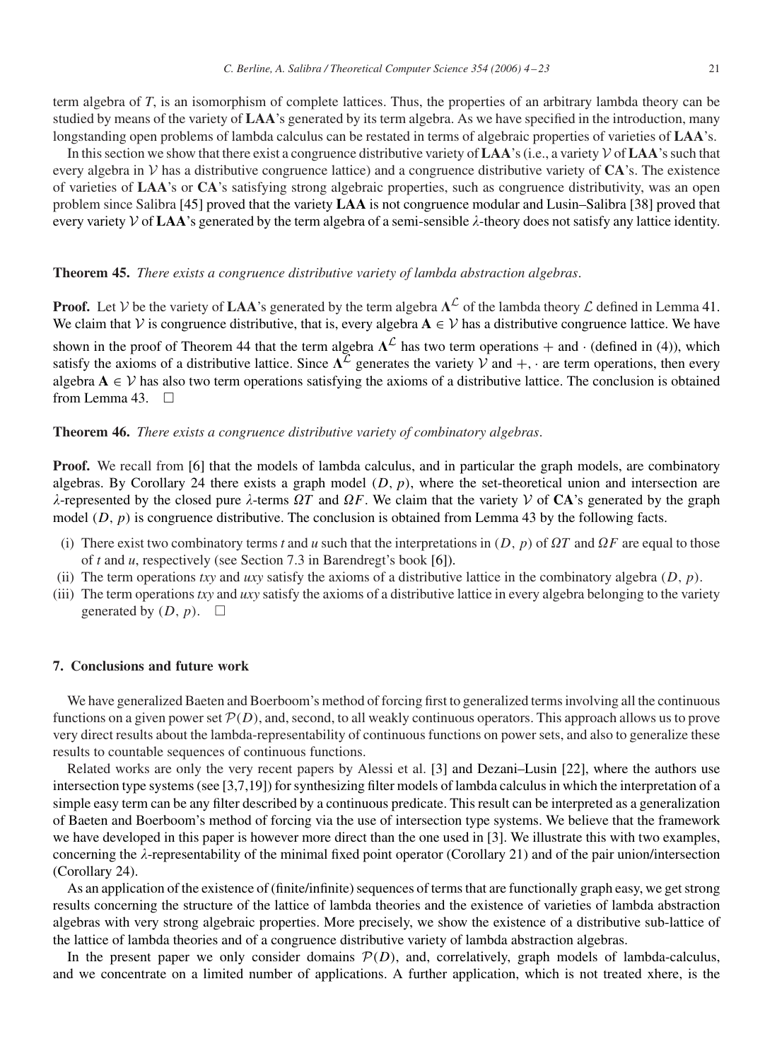term algebra of $T$, is an isomorphism of complete lattices. Thus, the properties of an arbitrary lambda theory can be studied by means of the variety of **LAA**'s generated by its term algebra. As we have specified in the introduction, many longstanding open problems of lambda calculus can be restated in terms of algebraic properties of varieties of **LAA**'s.

In this section we show that there exist a congruence distributive variety of **LAA**'s (i.e., a variety $\mathcal{V}$ of **LAA**'s such that every algebra in $\mathcal{V}$ has a distributive congruence lattice) and a congruence distributive variety of **CA**'s. The existence of varieties of **LAA**'s or **CA**'s satisfying strong algebraic properties, such as congruence distributivity, was an open problem since Salibra [45] proved that the variety **LAA** is not congruence modular and Lusin–Salibra [38] proved that every variety $\mathcal{V}$ of **LAA**'s generated by the term algebra of a semi-sensible $\lambda$-theory does not satisfy any lattice identity.

**Theorem 45.** *There exists a congruence distributive variety of lambda abstraction algebras.*

**Proof.** Let $\mathcal{V}$ be the variety of **LAA**'s generated by the term algebra $\mathbf{\Lambda}^{\mathcal{L}}$ of the lambda theory $\mathcal{L}$ defined in Lemma 41. We claim that $\mathcal{V}$ is congruence distributive, that is, every algebra $\mathbf{A} \in \mathcal{V}$ has a distributive congruence lattice. We have shown in the proof of Theorem 44 that the term algebra $\mathbf{\Lambda}^{\mathcal{L}}$ has two term operations $+$ and $\cdot$ (defined in (4)), which satisfy the axioms of a distributive lattice. Since $\mathbf{\Lambda}^{\mathcal{L}}$ generates the variety $\mathcal{V}$ and $+, \cdot$ are term operations, then every algebra $\mathbf{A} \in \mathcal{V}$ has also two term operations satisfying the axioms of a distributive lattice. The conclusion is obtained from Lemma 43. $\square$

**Theorem 46.** *There exists a congruence distributive variety of combinatory algebras.*

**Proof.** We recall from [6] that the models of lambda calculus, and in particular the graph models, are combinatory algebras. By Corollary 24 there exists a graph model $(D, p)$, where the set-theoretical union and intersection are $\lambda$-represented by the closed pure $\lambda$-terms $\Omega T$ and $\Omega F$. We claim that the variety $\mathcal{V}$ of **CA**'s generated by the graph model $(D, p)$ is congruence distributive. The conclusion is obtained from Lemma 43 by the following facts.

(i) There exist two combinatory terms $t$ and $u$ such that the interpretations in $(D, p)$ of $\Omega T$ and $\Omega F$ are equal to those of $t$ and $u$, respectively (see Section 7.3 in Barendregt's book [6]).
(ii) The term operations $txy$ and $uxy$ satisfy the axioms of a distributive lattice in the combinatory algebra $(D, p)$.
(iii) The term operations $txy$ and $uxy$ satisfy the axioms of a distributive lattice in every algebra belonging to the variety generated by $(D, p)$. $\square$

## 7. Conclusions and future work

We have generalized Baeten and Boerboom's method of forcing first to generalized terms involving all the continuous functions on a given power set $\mathcal{P}(D)$, and, second, to all weakly continuous operators. This approach allows us to prove very direct results about the lambda-representability of continuous functions on power sets, and also to generalize these results to countable sequences of continuous functions.

Related works are only the very recent papers by Alessi et al. [3] and Dezani–Lusin [22], where the authors use intersection type systems (see [3,7,19]) for synthesizing filter models of lambda calculus in which the interpretation of a simple easy term can be any filter described by a continuous predicate. This result can be interpreted as a generalization of Baeten and Boerboom's method of forcing via the use of intersection type systems. We believe that the framework we have developed in this paper is however more direct than the one used in [3]. We illustrate this with two examples, concerning the $\lambda$-representability of the minimal fixed point operator (Corollary 21) and of the pair union/intersection (Corollary 24).

As an application of the existence of (finite/infinite) sequences of terms that are functionally graph easy, we get strong results concerning the structure of the lattice of lambda theories and the existence of varieties of lambda abstraction algebras with very strong algebraic properties. More precisely, we show the existence of a distributive sub-lattice of the lattice of lambda theories and of a congruence distributive variety of lambda abstraction algebras.

In the present paper we only consider domains $\mathcal{P}(D)$, and, correlatively, graph models of lambda-calculus, and we concentrate on a limited number of applications. A further application, which is not treated xhere, is the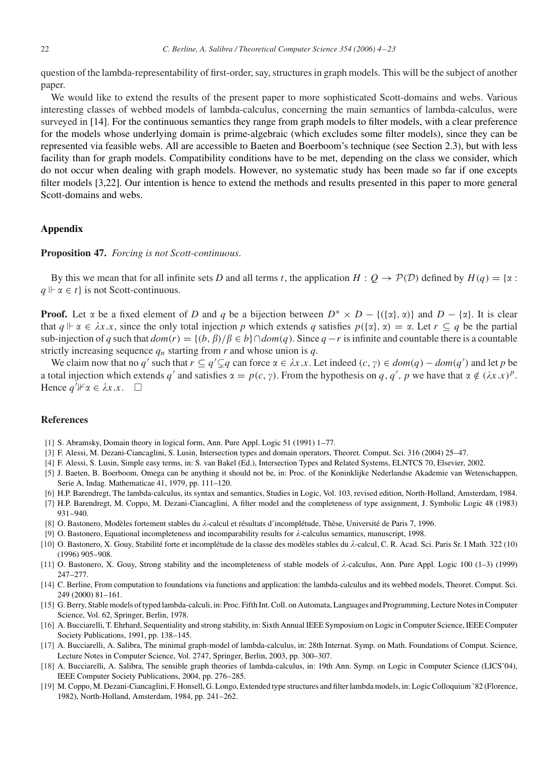question of the lambda-representability of first-order, say, structures in graph models. This will be the subject of another paper.

We would like to extend the results of the present paper to more sophisticated Scott-domains and webs. Various interesting classes of webbed models of lambda-calculus, concerning the main semantics of lambda-calculus, were surveyed in [14]. For the continuous semantics they range from graph models to filter models, with a clear preference for the models whose underlying domain is prime-algebraic (which excludes some filter models), since they can be represented via feasible webs. All are accessible to Baeten and Boerboom's technique (see Section 2.3), but with less facility than for graph models. Compatibility conditions have to be met, depending on the class we consider, which do not occur when dealing with graph models. However, no systematic study has been made so far if one excepts filter models [3,22]. Our intention is hence to extend the methods and results presented in this paper to more general Scott-domains and webs.

## Appendix

**Proposition 47.** *Forcing is not Scott-continuous.*

By this we mean that for all infinite sets $D$ and all terms $t$, the application $H : Q \to \mathcal{P}(\mathcal{D})$ defined by $H(q) = \{\alpha : q \Vdash \alpha \in t\}$ is not Scott-continuous.

**Proof.** Let $\alpha$ be a fixed element of $D$ and $q$ be a bijection between $D^* \times D - \{(\{\alpha\}, \alpha)\}$ and $D - \{\alpha\}$. It is clear that $q \Vdash \alpha \in \lambda x.x$, since the only total injection $p$ which extends $q$ satisfies $p(\{\alpha\}, \alpha) = \alpha$. Let $r \subseteq q$ be the partial sub-injection of $q$ such that $dom(r) = \{(b, \beta)/\beta \in b\} \cap dom(q)$. Since $q - r$ is infinite and countable there is a countable strictly increasing sequence $q_n$ starting from $r$ and whose union is $q$.

We claim now that no $q'$ such that $r \subseteq q' \subsetneq q$ can force $\alpha \in \lambda x.x$. Let indeed $(c, \gamma) \in dom(q) - dom(q')$ and let $p$ be a total injection which extends $q'$ and satisfies $\alpha = p(c, \gamma)$. From the hypothesis on $q, q', p$ we have that $\alpha \notin (\lambda x.x)^p$. Hence $q' \nVdash \alpha \in \lambda x.x$. $\square$

## References

[1] S. Abramsky, Domain theory in logical form, Ann. Pure Appl. Logic 51 (1991) 1–77.

[3] F. Alessi, M. Dezani-Ciancaglini, S. Lusin, Intersection types and domain operators, Theoret. Comput. Sci. 316 (2004) 25–47.

[4] F. Alessi, S. Lusin, Simple easy terms, in: S. van Bakel (Ed.), Intersection Types and Related Systems, ELNTCS 70, Elsevier, 2002.

[5] J. Baeten, B. Boerboom, Omega can be anything it should not be, in: Proc. of the Koninklijke Nederlandse Akademie van Wetenschappen, Serie A, Indag. Mathematicae 41, 1979, pp. 111–120.

[6] H.P. Barendregt, The lambda-calculus, its syntax and semantics, Studies in Logic, Vol. 103, revised edition, North-Holland, Amsterdam, 1984.

[7] H.P. Barendregt, M. Coppo, M. Dezani-Ciancaglini, A filter model and the completeness of type assignment, J. Symbolic Logic 48 (1983) 931–940.

[8] O. Bastonero, Modèles fortement stables du $\lambda$-calcul et résultats d'incomplétude, Thèse, Université de Paris 7, 1996.

[9] O. Bastonero, Equational incompleteness and incomparability results for $\lambda$-calculus semantics, manuscript, 1998.

[10] O. Bastonero, X. Gouy, Stabilité forte et incomplétude de la classe des modèles stables du $\lambda$-calcul, C. R. Acad. Sci. Paris Sr. I Math. 322 (10) (1996) 905–908.

[11] O. Bastonero, X. Gouy, Strong stability and the incompleteness of stable models of $\lambda$-calculus, Ann. Pure Appl. Logic 100 (1–3) (1999) 247–277.

[14] C. Berline, From computation to foundations via functions and application: the lambda-calculus and its webbed models, Theoret. Comput. Sci. 249 (2000) 81–161.

[15] G. Berry, Stable models of typed lambda-calculi, in: Proc. Fifth Int. Coll. on Automata, Languages and Programming, Lecture Notes in Computer Science, Vol. 62, Springer, Berlin, 1978.

[16] A. Bucciarelli, T. Ehrhard, Sequentiality and strong stability, in: Sixth Annual IEEE Symposium on Logic in Computer Science, IEEE Computer Society Publications, 1991, pp. 138–145.

[17] A. Bucciarelli, A. Salibra, The minimal graph-model of lambda-calculus, in: 28th Internat. Symp. on Math. Foundations of Comput. Science, Lecture Notes in Computer Science, Vol. 2747, Springer, Berlin, 2003, pp. 300–307.

[18] A. Bucciarelli, A. Salibra, The sensible graph theories of lambda-calculus, in: 19th Ann. Symp. on Logic in Computer Science (LICS'04), IEEE Computer Society Publications, 2004, pp. 276–285.

[19] M. Coppo, M. Dezani-Ciancaglini, F. Honsell, G. Longo, Extended type structures and filter lambda models, in: Logic Colloquium '82 (Florence, 1982), North-Holland, Amsterdam, 1984, pp. 241–262.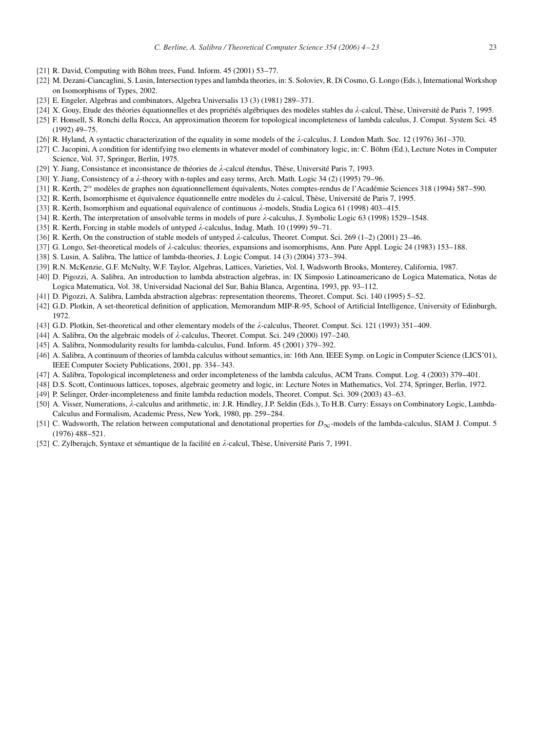[21] R. David, Computing with Böhm trees, Fund. Inform. 45 (2001) 53–77.

[22] M. Dezani-Ciancaglini, S. Lusin, Intersection types and lambda theories, in: S. Soloviev, R. Di Cosmo, G. Longo (Eds.), International Workshop on Isomorphisms of Types, 2002.

[23] E. Engeler, Algebras and combinators, Algebra Universalis 13 (3) (1981) 289–371.

[24] X. Gouy, Etude des théories équationnelles et des propriétés algébriques des modèles stables du $\lambda$-calcul, Thèse, Université de Paris 7, 1995.

[25] F. Honsell, S. Ronchi della Rocca, An approximation theorem for topological incompleteness of lambda calculus, J. Comput. System Sci. 45 (1992) 49–75.

[26] R. Hyland, A syntactic characterization of the equality in some models of the $\lambda$-calculus, J. London Math. Soc. 12 (1976) 361–370.

[27] C. Jacopini, A condition for identifying two elements in whatever model of combinatory logic, in: C. Böhm (Ed.), Lecture Notes in Computer Science, Vol. 37, Springer, Berlin, 1975.

[29] Y. Jiang, Consistance et inconsistance de théories de $\lambda$-calcul étendus, Thèse, Université Paris 7, 1993.

[30] Y. Jiang, Consistency of a $\lambda$-theory with n-tuples and easy terms, Arch. Math. Logic 34 (2) (1995) 79–96.

[31] R. Kerth, $2^{\omega}$ modèles de graphes non équationnellement équivalents, Notes comptes-rendus de l'Académie Sciences 318 (1994) 587–590.

[32] R. Kerth, Isomorphisme et équivalence équationnelle entre modèles du $\lambda$-calcul, Thèse, Université de Paris 7, 1995.

[33] R. Kerth, Isomorphism and equational equivalence of continuous $\lambda$-models, Studia Logica 61 (1998) 403–415.

[34] R. Kerth, The interpretation of unsolvable terms in models of pure $\lambda$-calculus, J. Symbolic Logic 63 (1998) 1529–1548.

[35] R. Kerth, Forcing in stable models of untyped $\lambda$-calculus, Indag. Math. 10 (1999) 59–71.

[36] R. Kerth, On the construction of stable models of untyped $\lambda$-calculus, Theoret. Comput. Sci. 269 (1–2) (2001) 23–46.

[37] G. Longo, Set-theoretical models of $\lambda$-calculus: theories, expansions and isomorphisms, Ann. Pure Appl. Logic 24 (1983) 153–188.

[38] S. Lusin, A. Salibra, The lattice of lambda-theories, J. Logic Comput. 14 (3) (2004) 373–394.

[39] R.N. McKenzie, G.F. McNulty, W.F. Taylor, Algebras, Lattices, Varieties, Vol. I, Wadsworth Brooks, Monterey, California, 1987.

[40] D. Pigozzi, A. Salibra, An introduction to lambda abstraction algebras, in: IX Simposio Latinoamericano de Logica Matematica, Notas de Logica Matematica, Vol. 38, Universidad Nacional del Sur, Bahia Blanca, Argentina, 1993, pp. 93–112.

[41] D. Pigozzi, A. Salibra, Lambda abstraction algebras: representation theorems, Theoret. Comput. Sci. 140 (1995) 5–52.

[42] G.D. Plotkin, A set-theoretical definition of application, Memorandum MIP-R-95, School of Artificial Intelligence, University of Edinburgh, 1972.

[43] G.D. Plotkin, Set-theoretical and other elementary models of the $\lambda$-calculus, Theoret. Comput. Sci. 121 (1993) 351–409.

[44] A. Salibra, On the algebraic models of $\lambda$-calculus, Theoret. Comput. Sci. 249 (2000) 197–240.

[45] A. Salibra, Nonmodularity results for lambda-calculus, Fund. Inform. 45 (2001) 379–392.

[46] A. Salibra, A continuum of theories of lambda calculus without semantics, in: 16th Ann. IEEE Symp. on Logic in Computer Science (LICS'01), IEEE Computer Society Publications, 2001, pp. 334–343.

[47] A. Salibra, Topological incompleteness and order incompleteness of the lambda calculus, ACM Trans. Comput. Log. 4 (2003) 379–401.

[48] D.S. Scott, Continuous lattices, toposes, algebraic geometry and logic, in: Lecture Notes in Mathematics, Vol. 274, Springer, Berlin, 1972.

[49] P. Selinger, Order-incompleteness and finite lambda reduction models, Theoret. Comput. Sci. 309 (2003) 43–63.

[50] A. Visser, Numerations, $\lambda$-calculus and arithmetic, in: J.R. Hindley, J.P. Seldin (Eds.), To H.B. Curry: Essays on Combinatory Logic, Lambda-Calculus and Formalism, Academic Press, New York, 1980, pp. 259–284.

[51] C. Wadsworth, The relation between computational and denotational properties for $D_{\infty}$-models of the lambda-calculus, SIAM J. Comput. 5 (1976) 488–521.

[52] C. Zylberajch, Syntaxe et sémantique de la facilité en $\lambda$-calcul, Thèse, Université Paris 7, 1991.